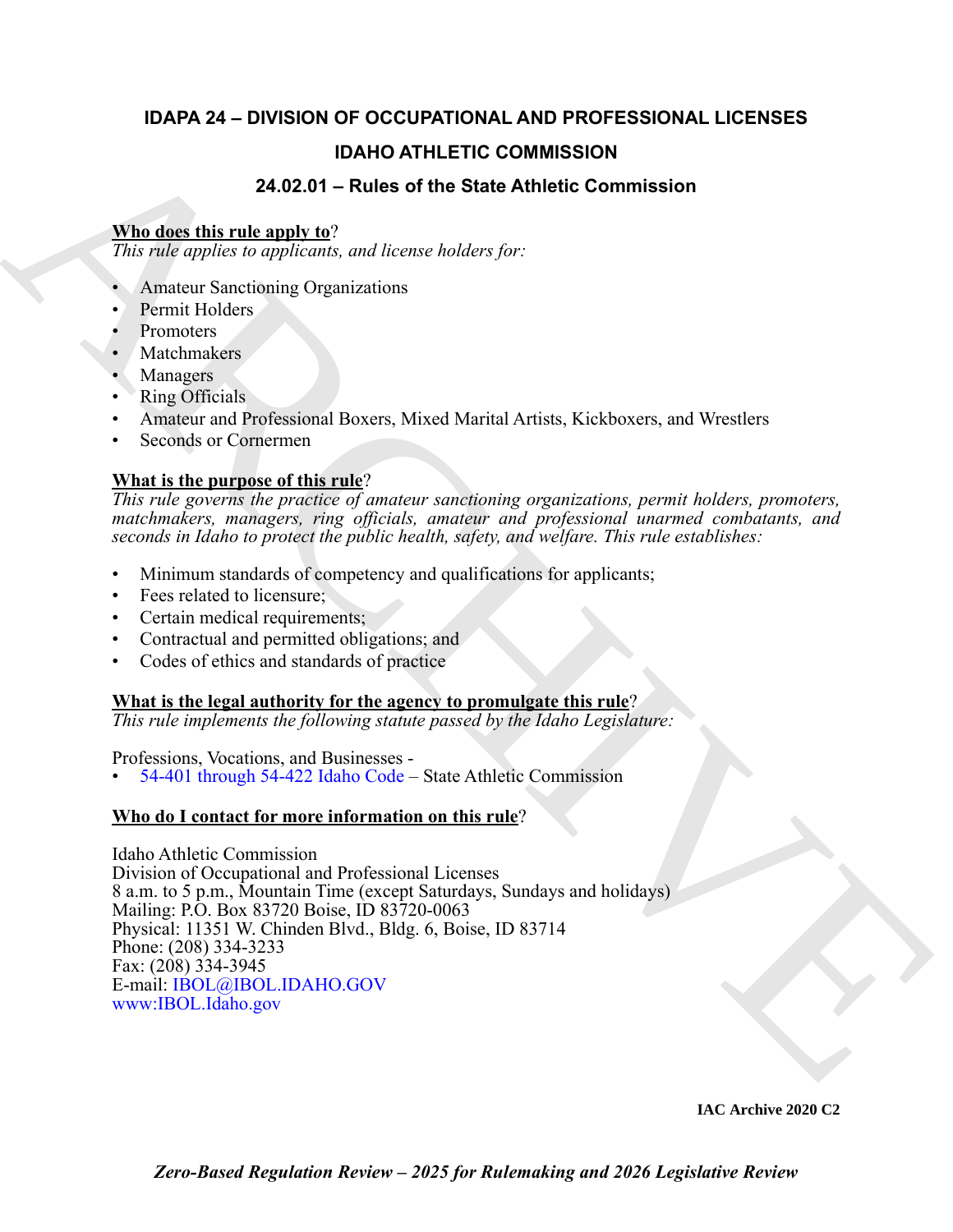# IDAPA 24 – DIVISION OF OCCUPATIONAL AND PROFESSIONAL LICENSES

## IDAHO ATHLETIC COMMISSION

## 24.02.01 – Rules of the State Athletic Commission

**Who does this rule apply to?**
*This rule applies to applicants, and license holders for:*

- Amateur Sanctioning Organizations
- Permit Holders
- Promoters
- Matchmakers
- Managers
- Ring Officials
- Amateur and Professional Boxers, Mixed Marital Artists, Kickboxers, and Wrestlers
- Seconds or Cornermen

**What is the purpose of this rule?**
*This rule governs the practice of amateur sanctioning organizations, permit holders, promoters, matchmakers, managers, ring officials, amateur and professional unarmed combatants, and seconds in Idaho to protect the public health, safety, and welfare. This rule establishes:*

- Minimum standards of competency and qualifications for applicants;
- Fees related to licensure;
- Certain medical requirements;
- Contractual and permitted obligations; and
- Codes of ethics and standards of practice

**What is the legal authority for the agency to promulgate this rule?**
*This rule implements the following statute passed by the Idaho Legislature:*

Professions, Vocations, and Businesses -
- 54-401 through 54-422 Idaho Code – State Athletic Commission

**Who do I contact for more information on this rule?**

Idaho Athletic Commission
Division of Occupational and Professional Licenses
8 a.m. to 5 p.m., Mountain Time (except Saturdays, Sundays and holidays)
Mailing: P.O. Box 83720 Boise, ID 83720-0063
Physical: 11351 W. Chinden Blvd., Bldg. 6, Boise, ID 83714
Phone: (208) 334-3233
Fax: (208) 334-3945
E-mail: IBOL@IBOL.IDAHO.GOV
www:IBOL.Idaho.gov

**IAC Archive 2020 C2**

***Zero-Based Regulation Review – 2025 for Rulemaking and 2026 Legislative Review***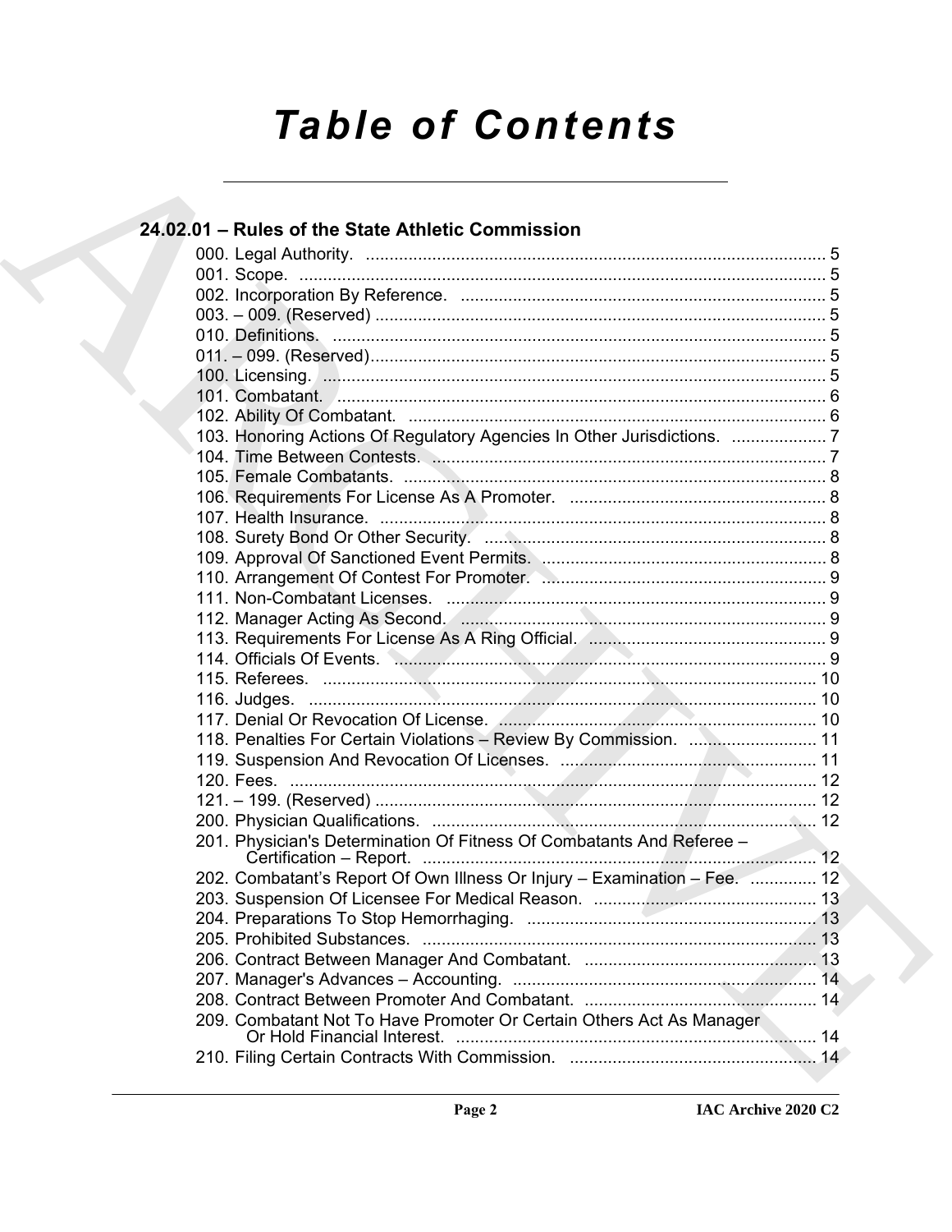# Table of Contents

## 24.02.01 – Rules of the State Athletic Commission

000. Legal Authority. ........................................................................................ 5
001. Scope. ........................................................................................ 5
002. Incorporation By Reference. ........................................................................................ 5
003. – 009. (Reserved) ........................................................................................ 5
010. Definitions. ........................................................................................ 5
011. – 099. (Reserved) ........................................................................................ 5
100. Licensing. ........................................................................................ 5
101. Combatant. ........................................................................................ 6
102. Ability Of Combatant. ........................................................................................ 6
103. Honoring Actions Of Regulatory Agencies In Other Jurisdictions. .................... 7
104. Time Between Contests. ........................................................................................ 7
105. Female Combatants. ........................................................................................ 8
106. Requirements For License As A Promoter. ........................................................................................ 8
107. Health Insurance. ........................................................................................ 8
108. Surety Bond Or Other Security. ........................................................................................ 8
109. Approval Of Sanctioned Event Permits. ........................................................................................ 8
110. Arrangement Of Contest For Promoter. ........................................................................................ 9
111. Non-Combatant Licenses. ........................................................................................ 9
112. Manager Acting As Second. ........................................................................................ 9
113. Requirements For License As A Ring Official. ........................................................................................ 9
114. Officials Of Events. ........................................................................................ 9
115. Referees. ........................................................................................ 10
116. Judges. ........................................................................................ 10
117. Denial Or Revocation Of License. ........................................................................................ 10
118. Penalties For Certain Violations – Review By Commission. ........................... 11
119. Suspension And Revocation Of Licenses. ........................................................................................ 11
120. Fees. ........................................................................................ 12
121. – 199. (Reserved) ........................................................................................ 12
200. Physician Qualifications. ........................................................................................ 12
201. Physician's Determination Of Fitness Of Combatants And Referee – Certification – Report. ........................................................................................ 12
202. Combatant's Report Of Own Illness Or Injury – Examination – Fee. .............. 12
203. Suspension Of Licensee For Medical Reason. ........................................................................................ 13
204. Preparations To Stop Hemorrhaging. ........................................................................................ 13
205. Prohibited Substances. ........................................................................................ 13
206. Contract Between Manager And Combatant. ........................................................................................ 13
207. Manager's Advances – Accounting. ........................................................................................ 14
208. Contract Between Promoter And Combatant. ........................................................................................ 14
209. Combatant Not To Have Promoter Or Certain Others Act As Manager Or Hold Financial Interest. ........................................................................................ 14
210. Filing Certain Contracts With Commission. ........................................................................................ 14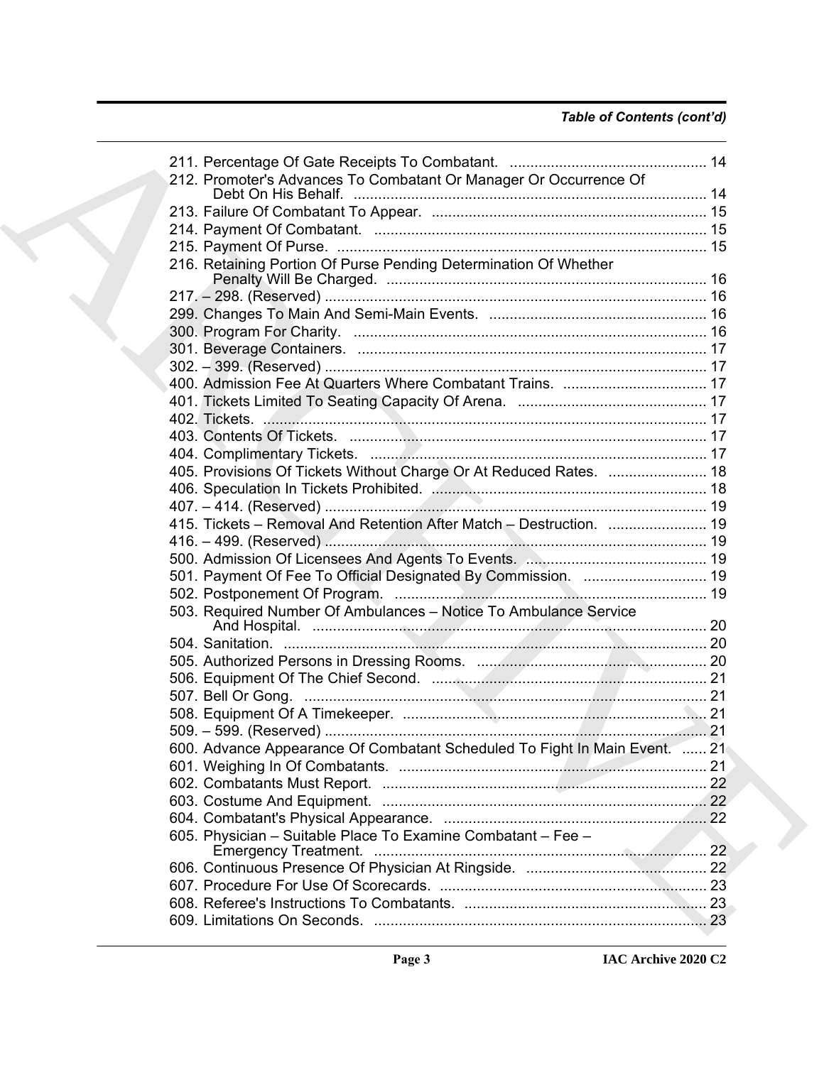*Table of Contents (cont'd)*

211. Percentage Of Gate Receipts To Combatant. ................................................ 14
212. Promoter's Advances To Combatant Or Manager Or Occurrence Of Debt On His Behalf. ..................................................................................... 14
213. Failure Of Combatant To Appear. .................................................................. 15
214. Payment Of Combatant. ................................................................................ 15
215. Payment Of Purse. ......................................................................................... 15
216. Retaining Portion Of Purse Pending Determination Of Whether Penalty Will Be Charged. ............................................................................. 16
217. – 298. (Reserved) ............................................................................................ 16
299. Changes To Main And Semi-Main Events. ..................................................... 16
300. Program For Charity. ..................................................................................... 16
301. Beverage Containers. .................................................................................... 17
302. – 399. (Reserved) ............................................................................................ 17
400. Admission Fee At Quarters Where Combatant Trains. ................................... 17
401. Tickets Limited To Seating Capacity Of Arena. .............................................. 17
402. Tickets. .......................................................................................................... 17
403. Contents Of Tickets. ...................................................................................... 17
404. Complimentary Tickets. .................................................................................. 17
405. Provisions Of Tickets Without Charge Or At Reduced Rates. ........................ 18
406. Speculation In Tickets Prohibited. .................................................................. 18
407. – 414. (Reserved) ............................................................................................ 19
415. Tickets – Removal And Retention After Match – Destruction. ........................ 19
416. – 499. (Reserved) ............................................................................................ 19
500. Admission Of Licensees And Agents To Events. ............................................ 19
501. Payment Of Fee To Official Designated By Commission. .............................. 19
502. Postponement Of Program. ........................................................................... 19
503. Required Number Of Ambulances – Notice To Ambulance Service And Hospital. ................................................................................................ 20
504. Sanitation. ...................................................................................................... 20
505. Authorized Persons in Dressing Rooms. ........................................................ 20
506. Equipment Of The Chief Second. .................................................................. 21
507. Bell Or Gong. ................................................................................................. 21
508. Equipment Of A Timekeeper. ........................................................................ 21
509. – 599. (Reserved) ............................................................................................ 21
600. Advance Appearance Of Combatant Scheduled To Fight In Main Event. ...... 21
601. Weighing In Of Combatants. .......................................................................... 21
602. Combatants Must Report. .............................................................................. 22
603. Costume And Equipment. .............................................................................. 22
604. Combatant's Physical Appearance. ................................................................ 22
605. Physician – Suitable Place To Examine Combatant – Fee – Emergency Treatment. ................................................................................. 22
606. Continuous Presence Of Physician At Ringside. ............................................ 22
607. Procedure For Use Of Scorecards. ................................................................ 23
608. Referee's Instructions To Combatants. ........................................................... 23
609. Limitations On Seconds. ................................................................................ 23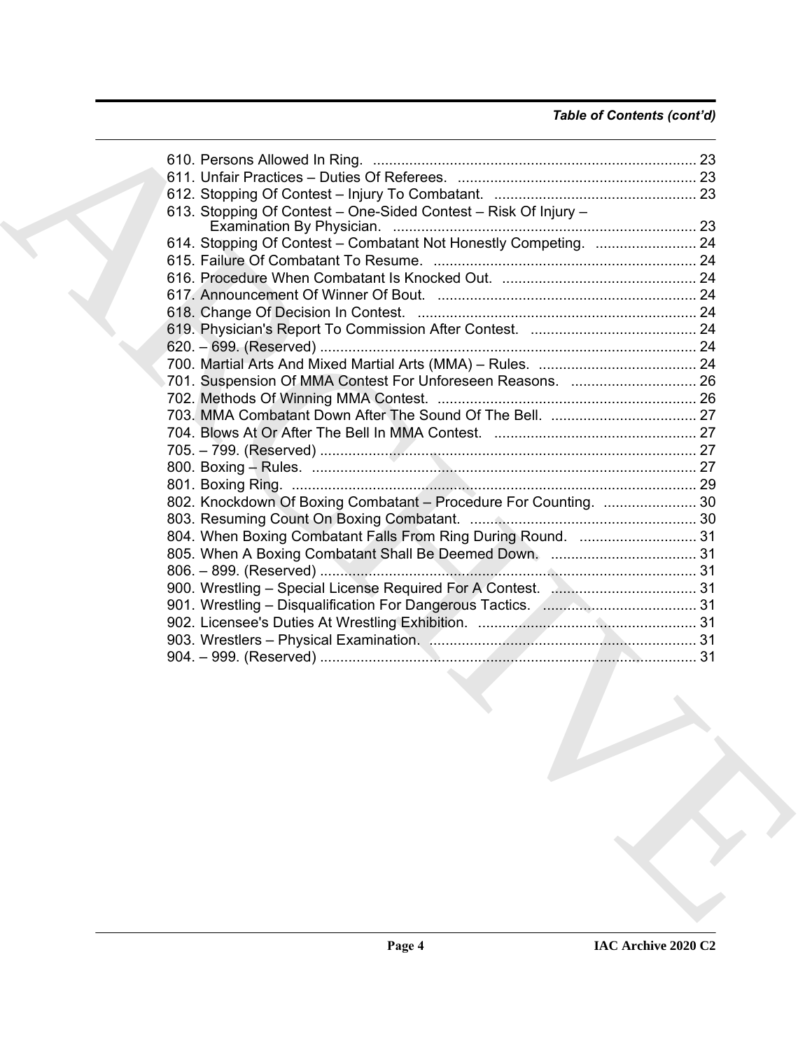*Table of Contents (cont'd)*

610. Persons Allowed In Ring. ....... 23
611. Unfair Practices – Duties Of Referees. ....... 23
612. Stopping Of Contest – Injury To Combatant. ....... 23
613. Stopping Of Contest – One-Sided Contest – Risk Of Injury – Examination By Physician. ....... 23
614. Stopping Of Contest – Combatant Not Honestly Competing. ....... 24
615. Failure Of Combatant To Resume. ....... 24
616. Procedure When Combatant Is Knocked Out. ....... 24
617. Announcement Of Winner Of Bout. ....... 24
618. Change Of Decision In Contest. ....... 24
619. Physician's Report To Commission After Contest. ....... 24
620. – 699. (Reserved) ....... 24
700. Martial Arts And Mixed Martial Arts (MMA) – Rules. ....... 24
701. Suspension Of MMA Contest For Unforeseen Reasons. ....... 26
702. Methods Of Winning MMA Contest. ....... 26
703. MMA Combatant Down After The Sound Of The Bell. ....... 27
704. Blows At Or After The Bell In MMA Contest. ....... 27
705. – 799. (Reserved) ....... 27
800. Boxing – Rules. ....... 27
801. Boxing Ring. ....... 29
802. Knockdown Of Boxing Combatant – Procedure For Counting. ....... 30
803. Resuming Count On Boxing Combatant. ....... 30
804. When Boxing Combatant Falls From Ring During Round. ....... 31
805. When A Boxing Combatant Shall Be Deemed Down. ....... 31
806. – 899. (Reserved) ....... 31
900. Wrestling – Special License Required For A Contest. ....... 31
901. Wrestling – Disqualification For Dangerous Tactics. ....... 31
902. Licensee's Duties At Wrestling Exhibition. ....... 31
903. Wrestlers – Physical Examination. ....... 31
904. – 999. (Reserved) ....... 31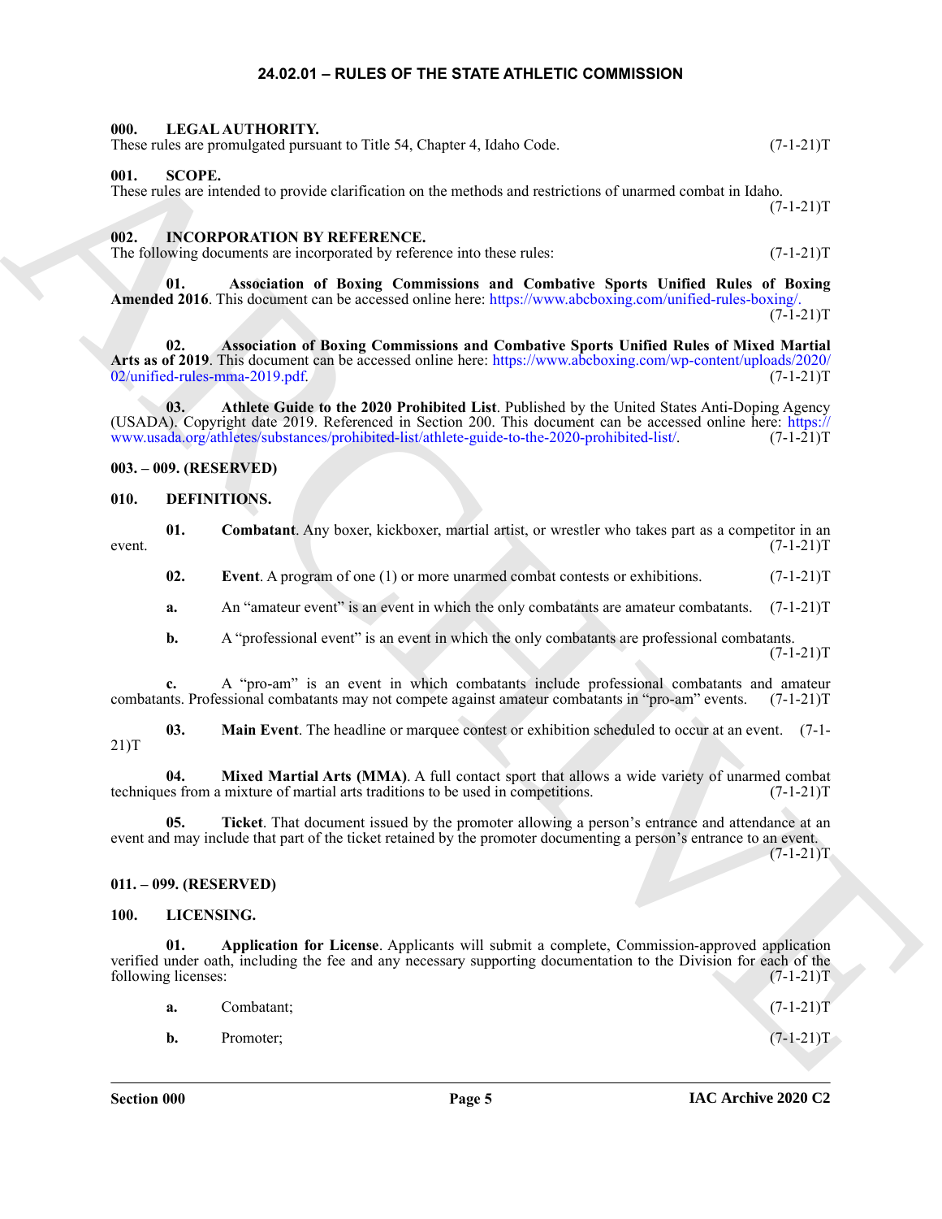# 24.02.01 – RULES OF THE STATE ATHLETIC COMMISSION

### 000. LEGAL AUTHORITY.

These rules are promulgated pursuant to Title 54, Chapter 4, Idaho Code. (7-1-21)T

### 001. SCOPE.

These rules are intended to provide clarification on the methods and restrictions of unarmed combat in Idaho. (7-1-21)T

### 002. INCORPORATION BY REFERENCE.

The following documents are incorporated by reference into these rules: (7-1-21)T

**01. Association of Boxing Commissions and Combative Sports Unified Rules of Boxing Amended 2016**. This document can be accessed online here: https://www.abcboxing.com/unified-rules-boxing/. (7-1-21)T

**02. Association of Boxing Commissions and Combative Sports Unified Rules of Mixed Martial Arts as of 2019**. This document can be accessed online here: https://www.abcboxing.com/wp-content/uploads/2020/02/unified-rules-mma-2019.pdf. (7-1-21)T

**03. Athlete Guide to the 2020 Prohibited List**. Published by the United States Anti-Doping Agency (USADA). Copyright date 2019. Referenced in Section 200. This document can be accessed online here: https://www.usada.org/athletes/substances/prohibited-list/athlete-guide-to-the-2020-prohibited-list/. (7-1-21)T

### 003. – 009. (RESERVED)

### 010. DEFINITIONS.

**01. Combatant**. Any boxer, kickboxer, martial artist, or wrestler who takes part as a competitor in an event. (7-1-21)T

**02. Event**. A program of one (1) or more unarmed combat contests or exhibitions. (7-1-21)T

**a.** An "amateur event" is an event in which the only combatants are amateur combatants. (7-1-21)T

**b.** A "professional event" is an event in which the only combatants are professional combatants. (7-1-21)T

**c.** A "pro-am" is an event in which combatants include professional combatants and amateur combatants. Professional combatants may not compete against amateur combatants in "pro-am" events. (7-1-21)T

**03. Main Event**. The headline or marquee contest or exhibition scheduled to occur at an event. (7-1-21)T

**04. Mixed Martial Arts (MMA)**. A full contact sport that allows a wide variety of unarmed combat techniques from a mixture of martial arts traditions to be used in competitions. (7-1-21)T

**05. Ticket**. That document issued by the promoter allowing a person's entrance and attendance at an event and may include that part of the ticket retained by the promoter documenting a person's entrance to an event. (7-1-21)T

### 011. – 099. (RESERVED)

### 100. LICENSING.

**01. Application for License**. Applicants will submit a complete, Commission-approved application verified under oath, including the fee and any necessary supporting documentation to the Division for each of the following licenses: (7-1-21)T

**a.** Combatant; (7-1-21)T

**b.** Promoter; (7-1-21)T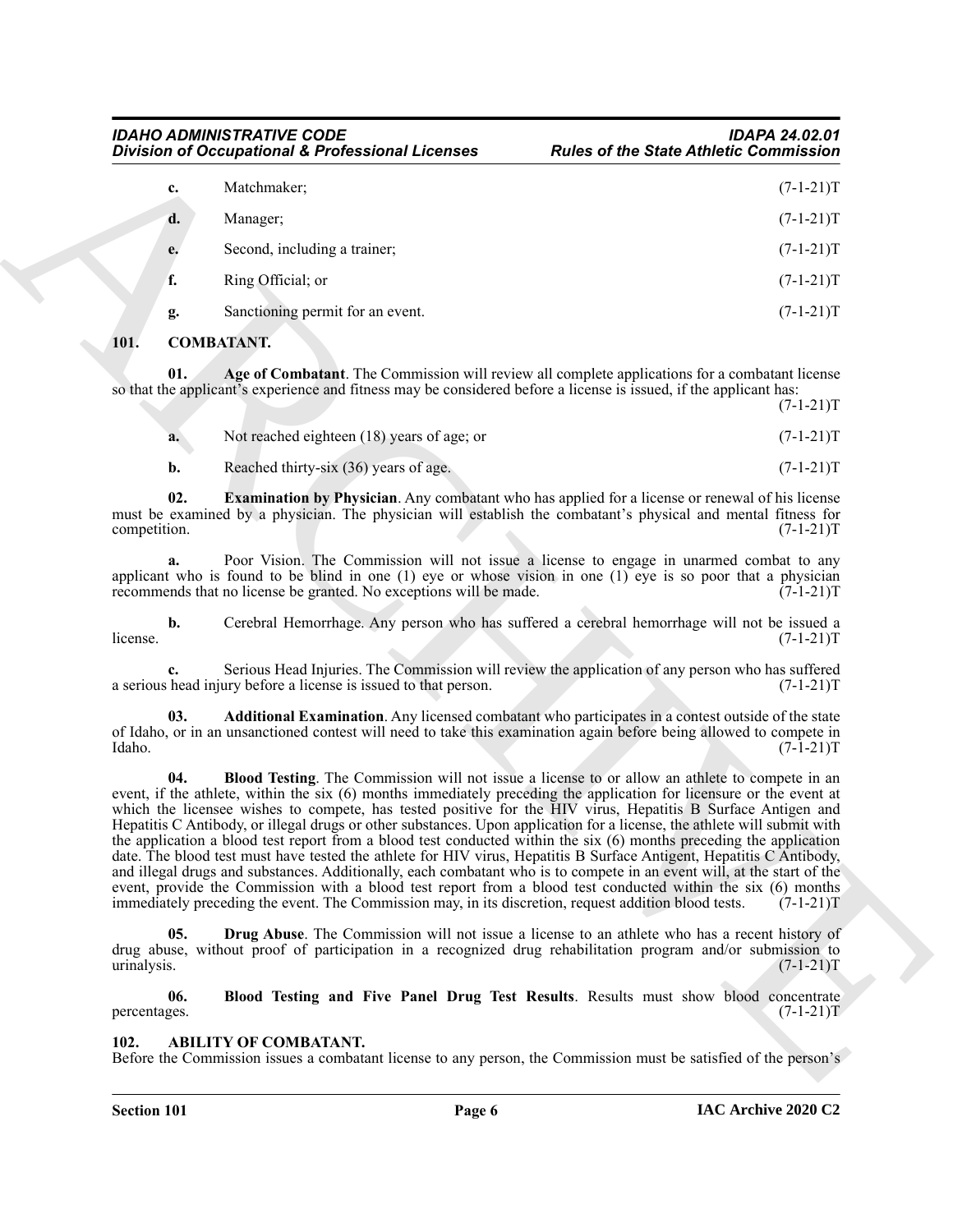**c.** Matchmaker; (7-1-21)T

**d.** Manager; (7-1-21)T

**e.** Second, including a trainer; (7-1-21)T

**f.** Ring Official; or (7-1-21)T

**g.** Sanctioning permit for an event. (7-1-21)T

## 101. COMBATANT.

**01. Age of Combatant**. The Commission will review all complete applications for a combatant license so that the applicant's experience and fitness may be considered before a license is issued, if the applicant has: (7-1-21)T

**a.** Not reached eighteen (18) years of age; or (7-1-21)T

**b.** Reached thirty-six (36) years of age. (7-1-21)T

**02. Examination by Physician**. Any combatant who has applied for a license or renewal of his license must be examined by a physician. The physician will establish the combatant's physical and mental fitness for competition. (7-1-21)T

**a.** Poor Vision. The Commission will not issue a license to engage in unarmed combat to any applicant who is found to be blind in one (1) eye or whose vision in one (1) eye is so poor that a physician recommends that no license be granted. No exceptions will be made. (7-1-21)T

**b.** Cerebral Hemorrhage. Any person who has suffered a cerebral hemorrhage will not be issued a license. (7-1-21)T

**c.** Serious Head Injuries. The Commission will review the application of any person who has suffered a serious head injury before a license is issued to that person. (7-1-21)T

**03. Additional Examination**. Any licensed combatant who participates in a contest outside of the state of Idaho, or in an unsanctioned contest will need to take this examination again before being allowed to compete in Idaho. (7-1-21)T

**04. Blood Testing**. The Commission will not issue a license to or allow an athlete to compete in an event, if the athlete, within the six (6) months immediately preceding the application for licensure or the event at which the licensee wishes to compete, has tested positive for the HIV virus, Hepatitis B Surface Antigen and Hepatitis C Antibody, or illegal drugs or other substances. Upon application for a license, the athlete will submit with the application a blood test report from a blood test conducted within the six (6) months preceding the application date. The blood test must have tested the athlete for HIV virus, Hepatitis B Surface Antigent, Hepatitis C Antibody, and illegal drugs and substances. Additionally, each combatant who is to compete in an event will, at the start of the event, provide the Commission with a blood test report from a blood test conducted within the six (6) months immediately preceding the event. The Commission may, in its discretion, request addition blood tests. (7-1-21)T

**05. Drug Abuse**. The Commission will not issue a license to an athlete who has a recent history of drug abuse, without proof of participation in a recognized drug rehabilitation program and/or submission to urinalysis. (7-1-21)T

**06. Blood Testing and Five Panel Drug Test Results**. Results must show blood concentrate percentages. (7-1-21)T

## 102. ABILITY OF COMBATANT.

Before the Commission issues a combatant license to any person, the Commission must be satisfied of the person's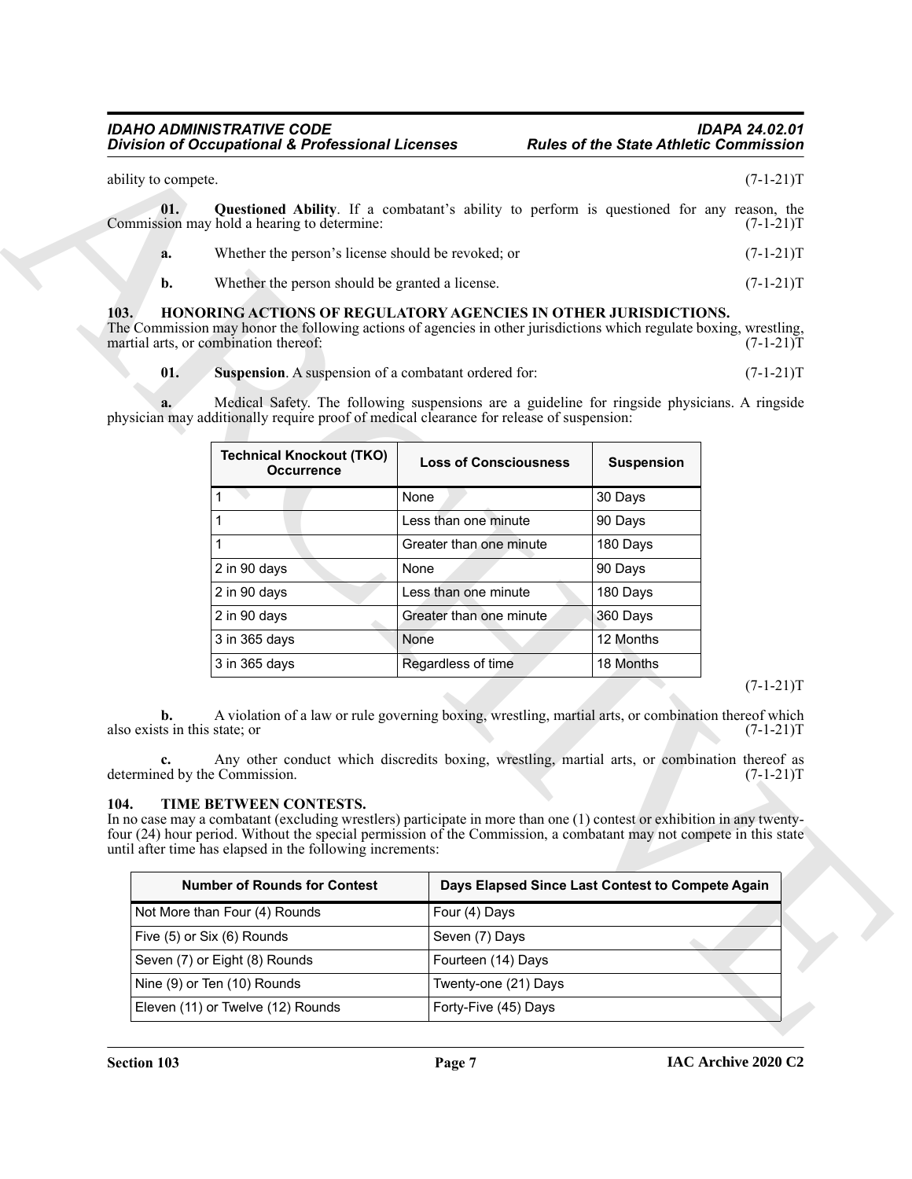ability to compete. (7-1-21)T

**01. Questioned Ability**. If a combatant's ability to perform is questioned for any reason, the Commission may hold a hearing to determine: (7-1-21)T

**a.** Whether the person's license should be revoked; or (7-1-21)T

**b.** Whether the person should be granted a license. (7-1-21)T

### 103. HONORING ACTIONS OF REGULATORY AGENCIES IN OTHER JURISDICTIONS.

The Commission may honor the following actions of agencies in other jurisdictions which regulate boxing, wrestling, martial arts, or combination thereof: (7-1-21)T

**01. Suspension**. A suspension of a combatant ordered for: (7-1-21)T

**a.** Medical Safety. The following suspensions are a guideline for ringside physicians. A ringside physician may additionally require proof of medical clearance for release of suspension:

| Technical Knockout (TKO) Occurrence | Loss of Consciousness | Suspension |
|---|---|---|
| 1 | None | 30 Days |
| 1 | Less than one minute | 90 Days |
| 1 | Greater than one minute | 180 Days |
| 2 in 90 days | None | 90 Days |
| 2 in 90 days | Less than one minute | 180 Days |
| 2 in 90 days | Greater than one minute | 360 Days |
| 3 in 365 days | None | 12 Months |
| 3 in 365 days | Regardless of time | 18 Months |

(7-1-21)T

**b.** A violation of a law or rule governing boxing, wrestling, martial arts, or combination thereof which also exists in this state; or (7-1-21)T

**c.** Any other conduct which discredits boxing, wrestling, martial arts, or combination thereof as determined by the Commission. (7-1-21)T

### 104. TIME BETWEEN CONTESTS.

In no case may a combatant (excluding wrestlers) participate in more than one (1) contest or exhibition in any twenty-four (24) hour period. Without the special permission of the Commission, a combatant may not compete in this state until after time has elapsed in the following increments:

| Number of Rounds for Contest | Days Elapsed Since Last Contest to Compete Again |
|---|---|
| Not More than Four (4) Rounds | Four (4) Days |
| Five (5) or Six (6) Rounds | Seven (7) Days |
| Seven (7) or Eight (8) Rounds | Fourteen (14) Days |
| Nine (9) or Ten (10) Rounds | Twenty-one (21) Days |
| Eleven (11) or Twelve (12) Rounds | Forty-Five (45) Days |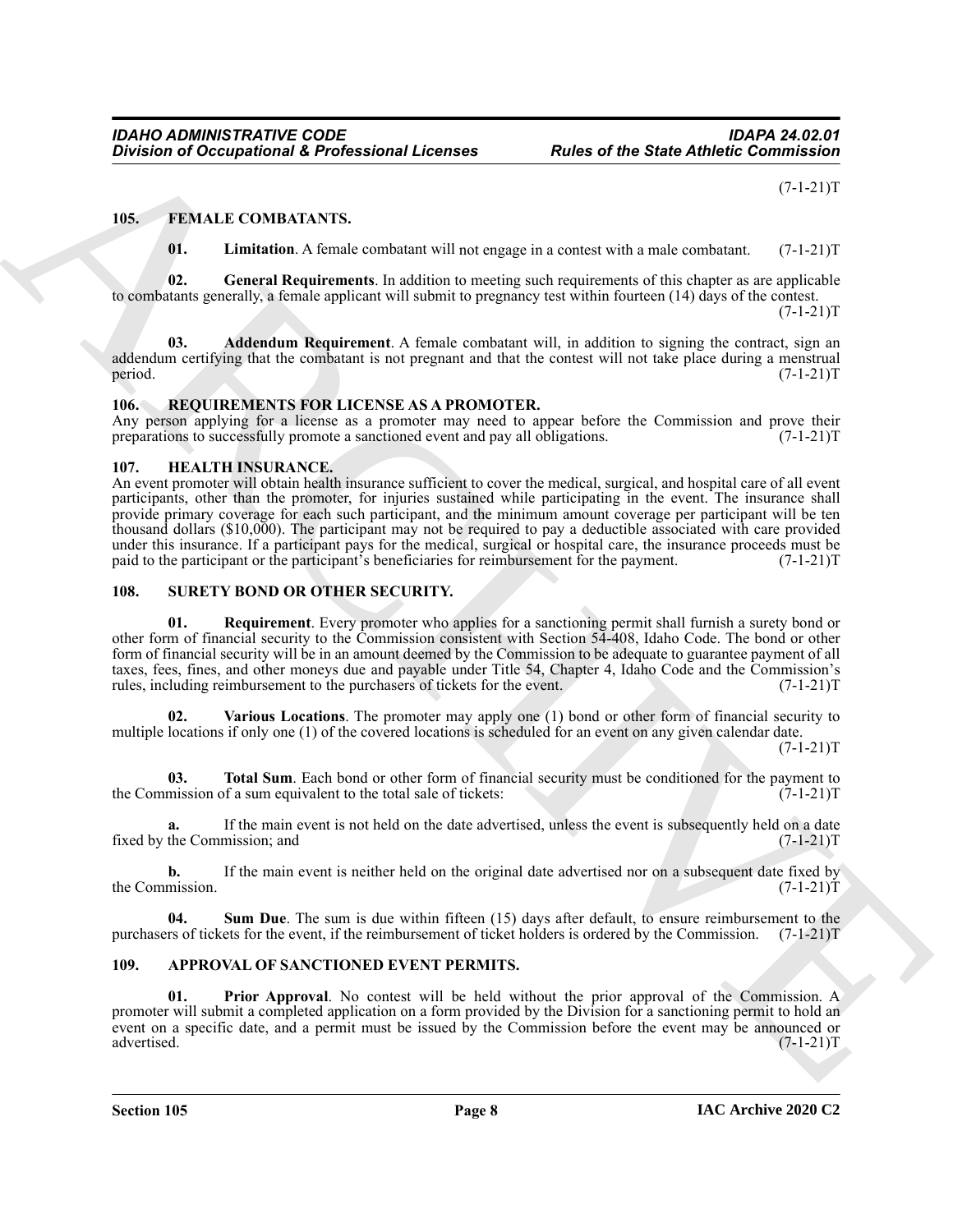(7-1-21)T

## 105. FEMALE COMBATANTS.

**01. Limitation**. A female combatant will not engage in a contest with a male combatant. (7-1-21)T

**02. General Requirements**. In addition to meeting such requirements of this chapter as are applicable to combatants generally, a female applicant will submit to pregnancy test within fourteen (14) days of the contest. (7-1-21)T

**03. Addendum Requirement**. A female combatant will, in addition to signing the contract, sign an addendum certifying that the combatant is not pregnant and that the contest will not take place during a menstrual period. (7-1-21)T

## 106. REQUIREMENTS FOR LICENSE AS A PROMOTER.

Any person applying for a license as a promoter may need to appear before the Commission and prove their preparations to successfully promote a sanctioned event and pay all obligations. (7-1-21)T

## 107. HEALTH INSURANCE.

An event promoter will obtain health insurance sufficient to cover the medical, surgical, and hospital care of all event participants, other than the promoter, for injuries sustained while participating in the event. The insurance shall provide primary coverage for each such participant, and the minimum amount coverage per participant will be ten thousand dollars ($10,000). The participant may not be required to pay a deductible associated with care provided under this insurance. If a participant pays for the medical, surgical or hospital care, the insurance proceeds must be paid to the participant or the participant's beneficiaries for reimbursement for the payment. (7-1-21)T

## 108. SURETY BOND OR OTHER SECURITY.

**01. Requirement**. Every promoter who applies for a sanctioning permit shall furnish a surety bond or other form of financial security to the Commission consistent with Section 54-408, Idaho Code. The bond or other form of financial security will be in an amount deemed by the Commission to be adequate to guarantee payment of all taxes, fees, fines, and other moneys due and payable under Title 54, Chapter 4, Idaho Code and the Commission's rules, including reimbursement to the purchasers of tickets for the event. (7-1-21)T

**02. Various Locations**. The promoter may apply one (1) bond or other form of financial security to multiple locations if only one (1) of the covered locations is scheduled for an event on any given calendar date. (7-1-21)T

**03. Total Sum**. Each bond or other form of financial security must be conditioned for the payment to the Commission of a sum equivalent to the total sale of tickets: (7-1-21)T

**a.** If the main event is not held on the date advertised, unless the event is subsequently held on a date fixed by the Commission; and (7-1-21)T

**b.** If the main event is neither held on the original date advertised nor on a subsequent date fixed by the Commission. (7-1-21)T

**04. Sum Due**. The sum is due within fifteen (15) days after default, to ensure reimbursement to the purchasers of tickets for the event, if the reimbursement of ticket holders is ordered by the Commission. (7-1-21)T

## 109. APPROVAL OF SANCTIONED EVENT PERMITS.

**01. Prior Approval**. No contest will be held without the prior approval of the Commission. A promoter will submit a completed application on a form provided by the Division for a sanctioning permit to hold an event on a specific date, and a permit must be issued by the Commission before the event may be announced or advertised. (7-1-21)T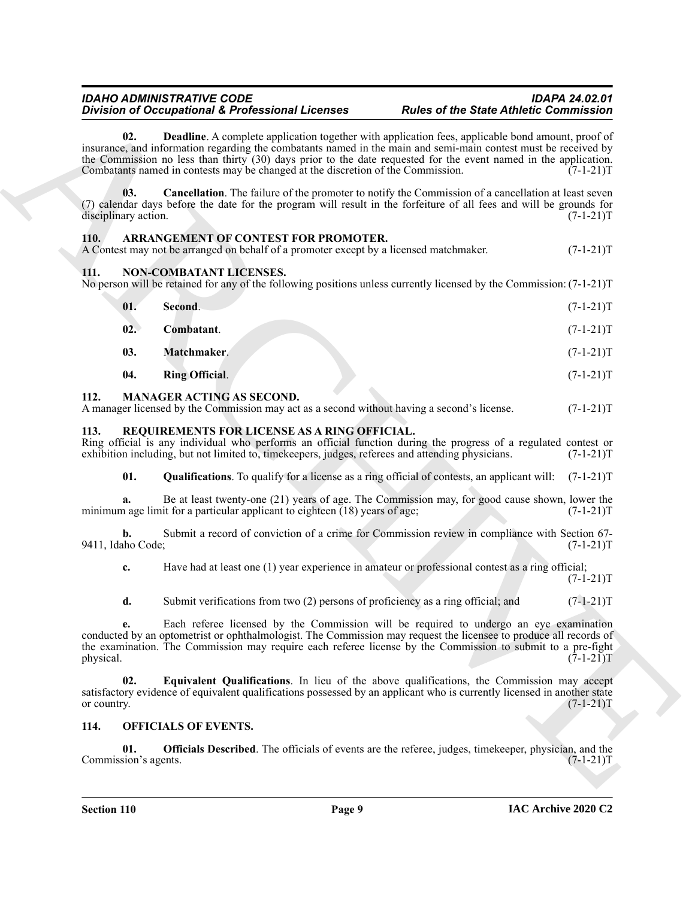**02. Deadline**. A complete application together with application fees, applicable bond amount, proof of insurance, and information regarding the combatants named in the main and semi-main contest must be received by the Commission no less than thirty (30) days prior to the date requested for the event named in the application. Combatants named in contests may be changed at the discretion of the Commission. (7-1-21)T

**03. Cancellation**. The failure of the promoter to notify the Commission of a cancellation at least seven (7) calendar days before the date for the program will result in the forfeiture of all fees and will be grounds for disciplinary action. (7-1-21)T

## 110. ARRANGEMENT OF CONTEST FOR PROMOTER.

A Contest may not be arranged on behalf of a promoter except by a licensed matchmaker. (7-1-21)T

## 111. NON-COMBATANT LICENSES.

No person will be retained for any of the following positions unless currently licensed by the Commission: (7-1-21)T

**01. Second**. (7-1-21)T

**02. Combatant**. (7-1-21)T

**03. Matchmaker**. (7-1-21)T

**04. Ring Official**. (7-1-21)T

## 112. MANAGER ACTING AS SECOND.

A manager licensed by the Commission may act as a second without having a second's license. (7-1-21)T

## 113. REQUIREMENTS FOR LICENSE AS A RING OFFICIAL.

Ring official is any individual who performs an official function during the progress of a regulated contest or exhibition including, but not limited to, timekeepers, judges, referees and attending physicians. (7-1-21)T

**01. Qualifications**. To qualify for a license as a ring official of contests, an applicant will: (7-1-21)T

**a.** Be at least twenty-one (21) years of age. The Commission may, for good cause shown, lower the minimum age limit for a particular applicant to eighteen (18) years of age; (7-1-21)T

**b.** Submit a record of conviction of a crime for Commission review in compliance with Section 67-9411, Idaho Code; (7-1-21)T

**c.** Have had at least one (1) year experience in amateur or professional contest as a ring official; (7-1-21)T

**d.** Submit verifications from two (2) persons of proficiency as a ring official; and (7-1-21)T

**e.** Each referee licensed by the Commission will be required to undergo an eye examination conducted by an optometrist or ophthalmologist. The Commission may request the licensee to produce all records of the examination. The Commission may require each referee license by the Commission to submit to a pre-fight physical. (7-1-21)T

**02. Equivalent Qualifications**. In lieu of the above qualifications, the Commission may accept satisfactory evidence of equivalent qualifications possessed by an applicant who is currently licensed in another state or country. (7-1-21)T

## 114. OFFICIALS OF EVENTS.

**01. Officials Described**. The officials of events are the referee, judges, timekeeper, physician, and the Commission's agents. (7-1-21)T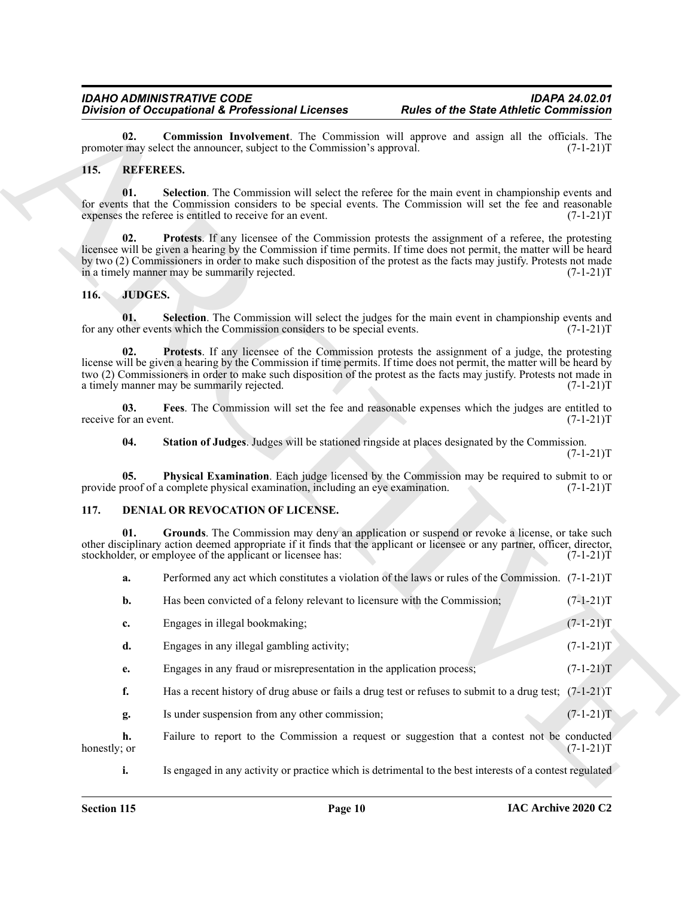**02. Commission Involvement**. The Commission will approve and assign all the officials. The promoter may select the announcer, subject to the Commission's approval. (7-1-21)T

## 115. REFEREES.

**01. Selection**. The Commission will select the referee for the main event in championship events and for events that the Commission considers to be special events. The Commission will set the fee and reasonable expenses the referee is entitled to receive for an event. (7-1-21)T

**02. Protests**. If any licensee of the Commission protests the assignment of a referee, the protesting licensee will be given a hearing by the Commission if time permits. If time does not permit, the matter will be heard by two (2) Commissioners in order to make such disposition of the protest as the facts may justify. Protests not made in a timely manner may be summarily rejected. (7-1-21)T

## 116. JUDGES.

**01. Selection**. The Commission will select the judges for the main event in championship events and for any other events which the Commission considers to be special events. (7-1-21)T

**02. Protests**. If any licensee of the Commission protests the assignment of a judge, the protesting license will be given a hearing by the Commission if time permits. If time does not permit, the matter will be heard by two (2) Commissioners in order to make such disposition of the protest as the facts may justify. Protests not made in a timely manner may be summarily rejected. (7-1-21)T

**03. Fees**. The Commission will set the fee and reasonable expenses which the judges are entitled to receive for an event. (7-1-21)T

**04. Station of Judges**. Judges will be stationed ringside at places designated by the Commission. (7-1-21)T

**05. Physical Examination**. Each judge licensed by the Commission may be required to submit to or provide proof of a complete physical examination, including an eye examination. (7-1-21)T

## 117. DENIAL OR REVOCATION OF LICENSE.

**01. Grounds**. The Commission may deny an application or suspend or revoke a license, or take such other disciplinary action deemed appropriate if it finds that the applicant or licensee or any partner, officer, director, stockholder, or employee of the applicant or licensee has: (7-1-21)T

**a.** Performed any act which constitutes a violation of the laws or rules of the Commission. (7-1-21)T

**b.** Has been convicted of a felony relevant to licensure with the Commission; (7-1-21)T

**c.** Engages in illegal bookmaking; (7-1-21)T

**d.** Engages in any illegal gambling activity; (7-1-21)T

**e.** Engages in any fraud or misrepresentation in the application process; (7-1-21)T

**f.** Has a recent history of drug abuse or fails a drug test or refuses to submit to a drug test; (7-1-21)T

**g.** Is under suspension from any other commission; (7-1-21)T

**h.** Failure to report to the Commission a request or suggestion that a contest not be conducted honestly; or (7-1-21)T

**i.** Is engaged in any activity or practice which is detrimental to the best interests of a contest regulated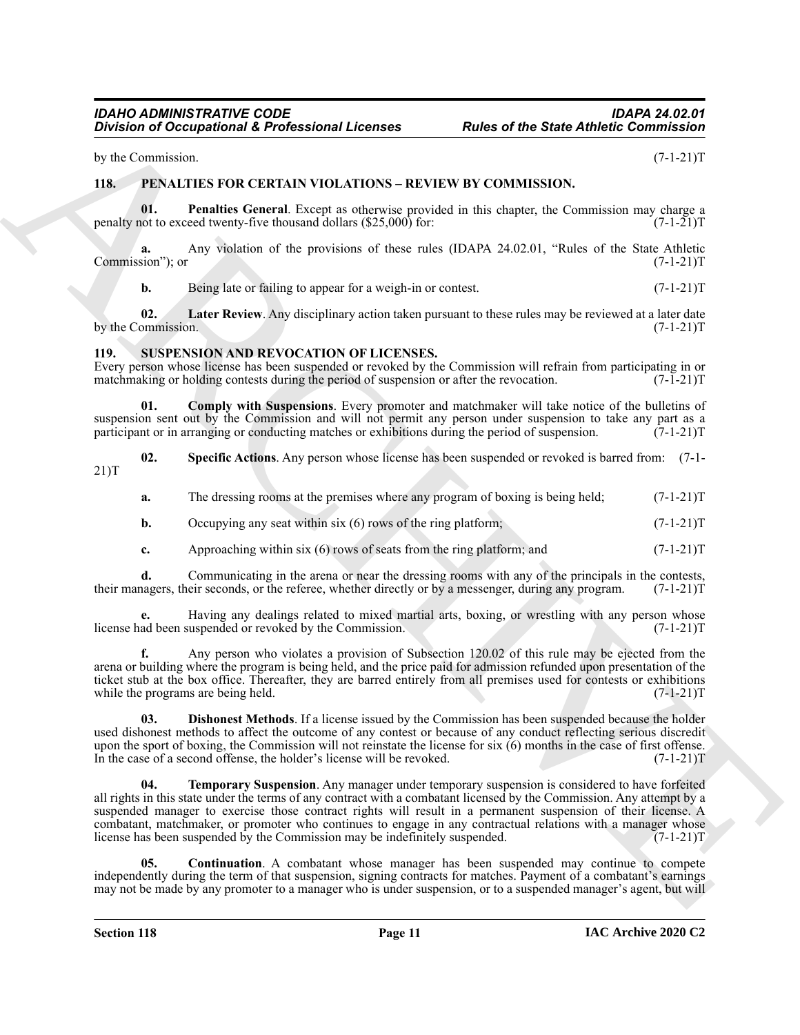by the Commission. (7-1-21)T

## 118. PENALTIES FOR CERTAIN VIOLATIONS – REVIEW BY COMMISSION.

**01. Penalties General**. Except as otherwise provided in this chapter, the Commission may charge a penalty not to exceed twenty-five thousand dollars ($25,000) for: (7-1-21)T

**a.** Any violation of the provisions of these rules (IDAPA 24.02.01, "Rules of the State Athletic Commission"); or (7-1-21)T

**b.** Being late or failing to appear for a weigh-in or contest. (7-1-21)T

**02. Later Review**. Any disciplinary action taken pursuant to these rules may be reviewed at a later date by the Commission. (7-1-21)T

## 119. SUSPENSION AND REVOCATION OF LICENSES.

Every person whose license has been suspended or revoked by the Commission will refrain from participating in or matchmaking or holding contests during the period of suspension or after the revocation. (7-1-21)T

**01. Comply with Suspensions**. Every promoter and matchmaker will take notice of the bulletins of suspension sent out by the Commission and will not permit any person under suspension to take any part as a participant or in arranging or conducting matches or exhibitions during the period of suspension. (7-1-21)T

**02. Specific Actions**. Any person whose license has been suspended or revoked is barred from: (7-1-21)T

**a.** The dressing rooms at the premises where any program of boxing is being held; (7-1-21)T

**b.** Occupying any seat within six (6) rows of the ring platform; (7-1-21)T

**c.** Approaching within six (6) rows of seats from the ring platform; and (7-1-21)T

**d.** Communicating in the arena or near the dressing rooms with any of the principals in the contests, their managers, their seconds, or the referee, whether directly or by a messenger, during any program. (7-1-21)T

**e.** Having any dealings related to mixed martial arts, boxing, or wrestling with any person whose license had been suspended or revoked by the Commission. (7-1-21)T

**f.** Any person who violates a provision of Subsection 120.02 of this rule may be ejected from the arena or building where the program is being held, and the price paid for admission refunded upon presentation of the ticket stub at the box office. Thereafter, they are barred entirely from all premises used for contests or exhibitions while the programs are being held. (7-1-21)T

**03. Dishonest Methods**. If a license issued by the Commission has been suspended because the holder used dishonest methods to affect the outcome of any contest or because of any conduct reflecting serious discredit upon the sport of boxing, the Commission will not reinstate the license for six (6) months in the case of first offense. In the case of a second offense, the holder's license will be revoked. (7-1-21)T

**04. Temporary Suspension**. Any manager under temporary suspension is considered to have forfeited all rights in this state under the terms of any contract with a combatant licensed by the Commission. Any attempt by a suspended manager to exercise those contract rights will result in a permanent suspension of their license. A combatant, matchmaker, or promoter who continues to engage in any contractual relations with a manager whose license has been suspended by the Commission may be indefinitely suspended. (7-1-21)T

**05. Continuation**. A combatant whose manager has been suspended may continue to compete independently during the term of that suspension, signing contracts for matches. Payment of a combatant's earnings may not be made by any promoter to a manager who is under suspension, or to a suspended manager's agent, but will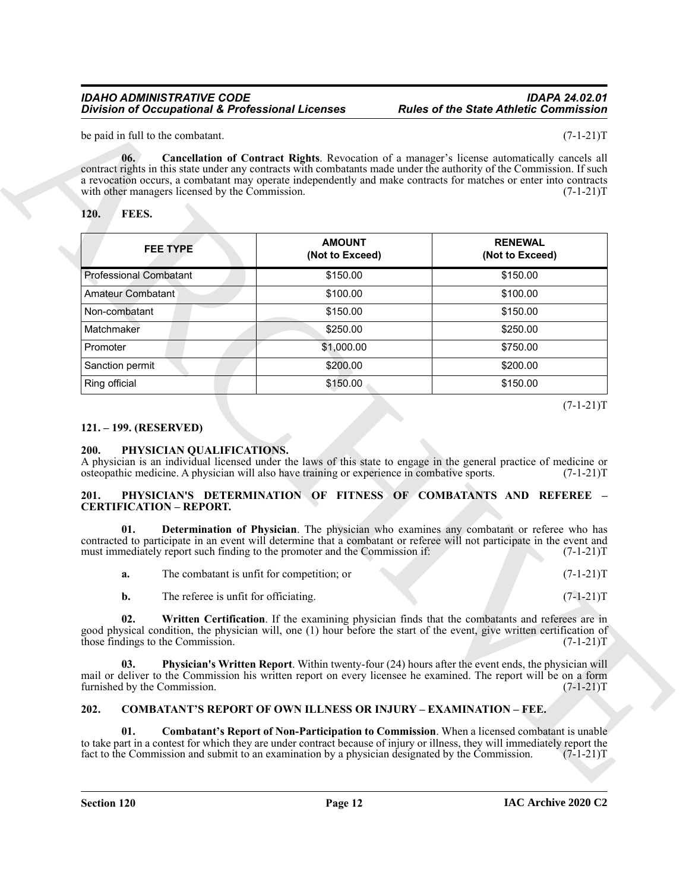be paid in full to the combatant. (7-1-21)T

**06. Cancellation of Contract Rights**. Revocation of a manager's license automatically cancels all contract rights in this state under any contracts with combatants made under the authority of the Commission. If such a revocation occurs, a combatant may operate independently and make contracts for matches or enter into contracts with other managers licensed by the Commission. (7-1-21)T

## 120. FEES.

| FEE TYPE | AMOUNT (Not to Exceed) | RENEWAL (Not to Exceed) |
|---|---|---|
| Professional Combatant | $150.00 | $150.00 |
| Amateur Combatant | $100.00 | $100.00 |
| Non-combatant | $150.00 | $150.00 |
| Matchmaker | $250.00 | $250.00 |
| Promoter | $1,000.00 | $750.00 |
| Sanction permit | $200.00 | $200.00 |
| Ring official | $150.00 | $150.00 |

(7-1-21)T

## 121. – 199. (RESERVED)

## 200. PHYSICIAN QUALIFICATIONS.

A physician is an individual licensed under the laws of this state to engage in the general practice of medicine or osteopathic medicine. A physician will also have training or experience in combative sports. (7-1-21)T

## 201. PHYSICIAN'S DETERMINATION OF FITNESS OF COMBATANTS AND REFEREE – CERTIFICATION – REPORT.

**01. Determination of Physician**. The physician who examines any combatant or referee who has contracted to participate in an event will determine that a combatant or referee will not participate in the event and must immediately report such finding to the promoter and the Commission if: (7-1-21)T

**a.** The combatant is unfit for competition; or (7-1-21)T

**b.** The referee is unfit for officiating. (7-1-21)T

**02. Written Certification**. If the examining physician finds that the combatants and referees are in good physical condition, the physician will, one (1) hour before the start of the event, give written certification of those findings to the Commission. (7-1-21)T

**03. Physician's Written Report**. Within twenty-four (24) hours after the event ends, the physician will mail or deliver to the Commission his written report on every licensee he examined. The report will be on a form furnished by the Commission. (7-1-21)T

## 202. COMBATANT'S REPORT OF OWN ILLNESS OR INJURY – EXAMINATION – FEE.

**01. Combatant's Report of Non-Participation to Commission**. When a licensed combatant is unable to take part in a contest for which they are under contract because of injury or illness, they will immediately report the fact to the Commission and submit to an examination by a physician designated by the Commission. (7-1-21)T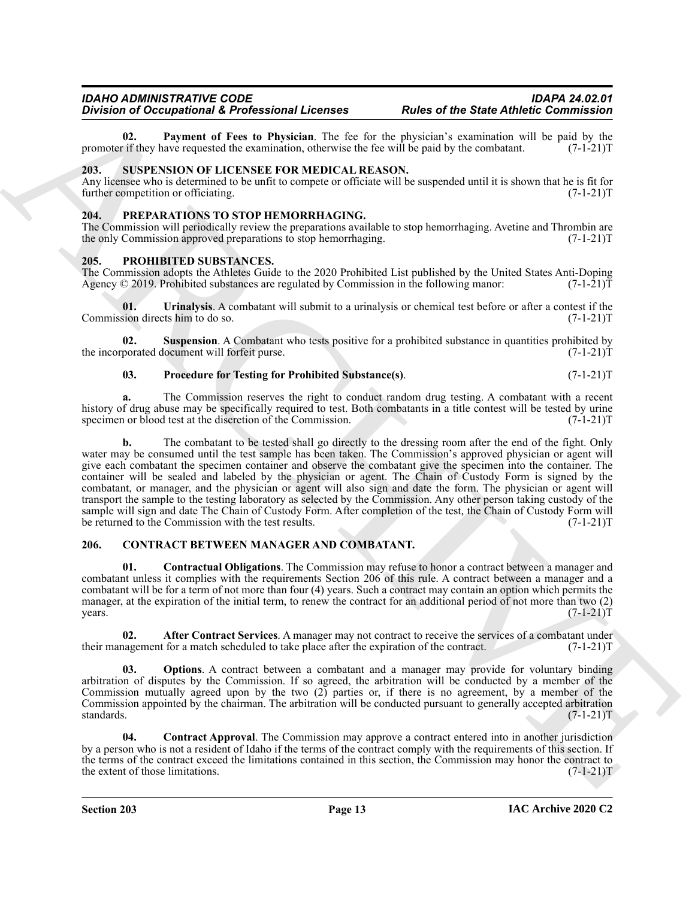**02. Payment of Fees to Physician**. The fee for the physician's examination will be paid by the promoter if they have requested the examination, otherwise the fee will be paid by the combatant. (7-1-21)T

## 203. SUSPENSION OF LICENSEE FOR MEDICAL REASON.

Any licensee who is determined to be unfit to compete or officiate will be suspended until it is shown that he is fit for further competition or officiating. (7-1-21)T

## 204. PREPARATIONS TO STOP HEMORRHAGING.

The Commission will periodically review the preparations available to stop hemorrhaging. Avetine and Thrombin are the only Commission approved preparations to stop hemorrhaging. (7-1-21)T

## 205. PROHIBITED SUBSTANCES.

The Commission adopts the Athletes Guide to the 2020 Prohibited List published by the United States Anti-Doping Agency © 2019. Prohibited substances are regulated by Commission in the following manor: (7-1-21)T

**01. Urinalysis**. A combatant will submit to a urinalysis or chemical test before or after a contest if the Commission directs him to do so. (7-1-21)T

**02. Suspension**. A Combatant who tests positive for a prohibited substance in quantities prohibited by the incorporated document will forfeit purse. (7-1-21)T

**03. Procedure for Testing for Prohibited Substance(s)**. (7-1-21)T

**a.** The Commission reserves the right to conduct random drug testing. A combatant with a recent history of drug abuse may be specifically required to test. Both combatants in a title contest will be tested by urine specimen or blood test at the discretion of the Commission. (7-1-21)T

**b.** The combatant to be tested shall go directly to the dressing room after the end of the fight. Only water may be consumed until the test sample has been taken. The Commission's approved physician or agent will give each combatant the specimen container and observe the combatant give the specimen into the container. The container will be sealed and labeled by the physician or agent. The Chain of Custody Form is signed by the combatant, or manager, and the physician or agent will also sign and date the form. The physician or agent will transport the sample to the testing laboratory as selected by the Commission. Any other person taking custody of the sample will sign and date The Chain of Custody Form. After completion of the test, the Chain of Custody Form will be returned to the Commission with the test results. (7-1-21)T

## 206. CONTRACT BETWEEN MANAGER AND COMBATANT.

**01. Contractual Obligations**. The Commission may refuse to honor a contract between a manager and combatant unless it complies with the requirements Section 206 of this rule. A contract between a manager and a combatant will be for a term of not more than four (4) years. Such a contract may contain an option which permits the manager, at the expiration of the initial term, to renew the contract for an additional period of not more than two (2) years. (7-1-21)T

**02. After Contract Services**. A manager may not contract to receive the services of a combatant under their management for a match scheduled to take place after the expiration of the contract. (7-1-21)T

**03. Options**. A contract between a combatant and a manager may provide for voluntary binding arbitration of disputes by the Commission. If so agreed, the arbitration will be conducted by a member of the Commission mutually agreed upon by the two (2) parties or, if there is no agreement, by a member of the Commission appointed by the chairman. The arbitration will be conducted pursuant to generally accepted arbitration standards. (7-1-21)T

**04. Contract Approval**. The Commission may approve a contract entered into in another jurisdiction by a person who is not a resident of Idaho if the terms of the contract comply with the requirements of this section. If the terms of the contract exceed the limitations contained in this section, the Commission may honor the contract to the extent of those limitations. (7-1-21)T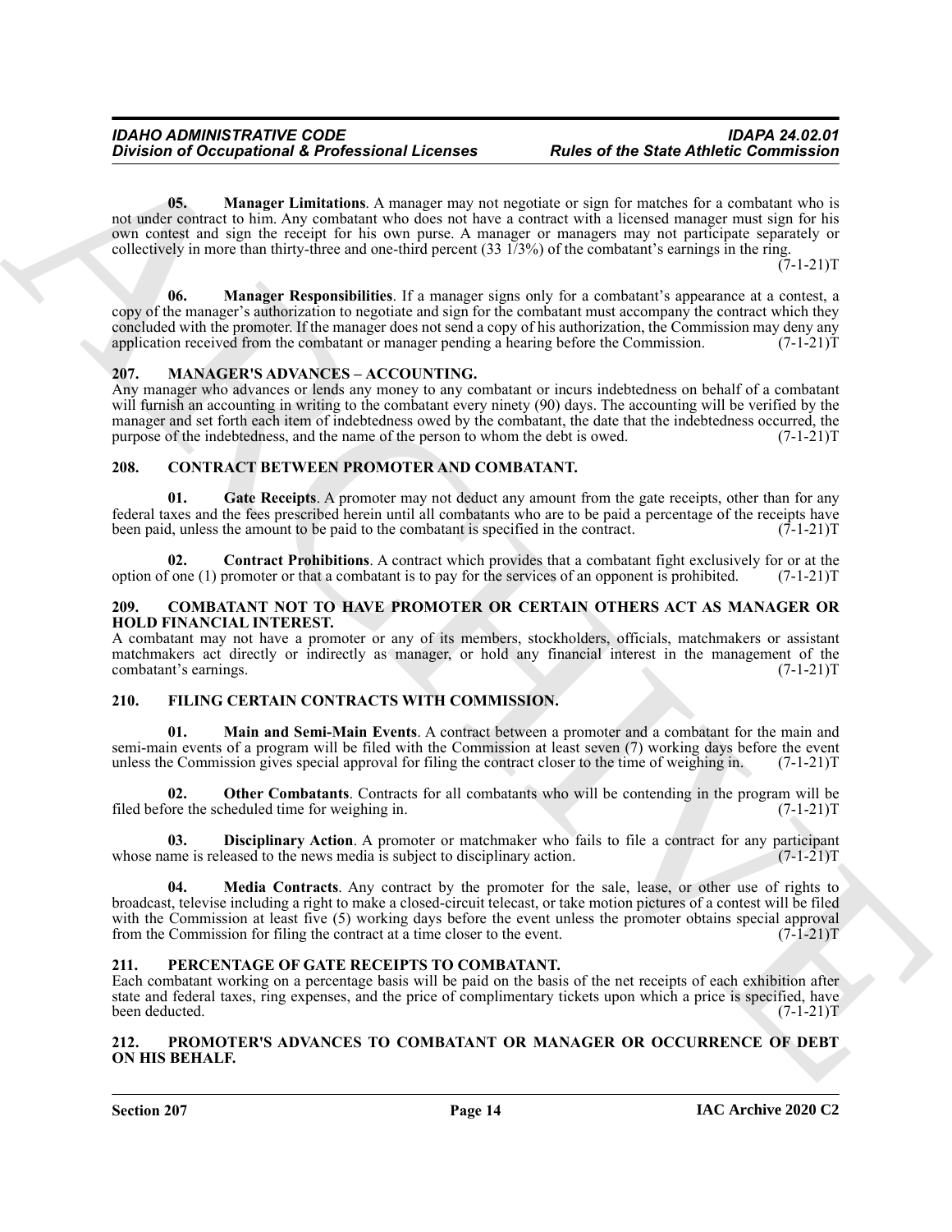**05. Manager Limitations**. A manager may not negotiate or sign for matches for a combatant who is not under contract to him. Any combatant who does not have a contract with a licensed manager must sign for his own contest and sign the receipt for his own purse. A manager or managers may not participate separately or collectively in more than thirty-three and one-third percent (33 1/3%) of the combatant's earnings in the ring. (7-1-21)T

**06. Manager Responsibilities**. If a manager signs only for a combatant's appearance at a contest, a copy of the manager's authorization to negotiate and sign for the combatant must accompany the contract which they concluded with the promoter. If the manager does not send a copy of his authorization, the Commission may deny any application received from the combatant or manager pending a hearing before the Commission. (7-1-21)T

## 207. MANAGER'S ADVANCES – ACCOUNTING.

Any manager who advances or lends any money to any combatant or incurs indebtedness on behalf of a combatant will furnish an accounting in writing to the combatant every ninety (90) days. The accounting will be verified by the manager and set forth each item of indebtedness owed by the combatant, the date that the indebtedness occurred, the purpose of the indebtedness, and the name of the person to whom the debt is owed. (7-1-21)T

## 208. CONTRACT BETWEEN PROMOTER AND COMBATANT.

**01. Gate Receipts**. A promoter may not deduct any amount from the gate receipts, other than for any federal taxes and the fees prescribed herein until all combatants who are to be paid a percentage of the receipts have been paid, unless the amount to be paid to the combatant is specified in the contract. (7-1-21)T

**02. Contract Prohibitions**. A contract which provides that a combatant fight exclusively for or at the option of one (1) promoter or that a combatant is to pay for the services of an opponent is prohibited. (7-1-21)T

## 209. COMBATANT NOT TO HAVE PROMOTER OR CERTAIN OTHERS ACT AS MANAGER OR HOLD FINANCIAL INTEREST.

A combatant may not have a promoter or any of its members, stockholders, officials, matchmakers or assistant matchmakers act directly or indirectly as manager, or hold any financial interest in the management of the combatant's earnings. (7-1-21)T

## 210. FILING CERTAIN CONTRACTS WITH COMMISSION.

**01. Main and Semi-Main Events**. A contract between a promoter and a combatant for the main and semi-main events of a program will be filed with the Commission at least seven (7) working days before the event unless the Commission gives special approval for filing the contract closer to the time of weighing in. (7-1-21)T

**02. Other Combatants**. Contracts for all combatants who will be contending in the program will be filed before the scheduled time for weighing in. (7-1-21)T

**03. Disciplinary Action**. A promoter or matchmaker who fails to file a contract for any participant whose name is released to the news media is subject to disciplinary action. (7-1-21)T

**04. Media Contracts**. Any contract by the promoter for the sale, lease, or other use of rights to broadcast, televise including a right to make a closed-circuit telecast, or take motion pictures of a contest will be filed with the Commission at least five (5) working days before the event unless the promoter obtains special approval from the Commission for filing the contract at a time closer to the event. (7-1-21)T

## 211. PERCENTAGE OF GATE RECEIPTS TO COMBATANT.

Each combatant working on a percentage basis will be paid on the basis of the net receipts of each exhibition after state and federal taxes, ring expenses, and the price of complimentary tickets upon which a price is specified, have been deducted. (7-1-21)T

## 212. PROMOTER'S ADVANCES TO COMBATANT OR MANAGER OR OCCURRENCE OF DEBT ON HIS BEHALF.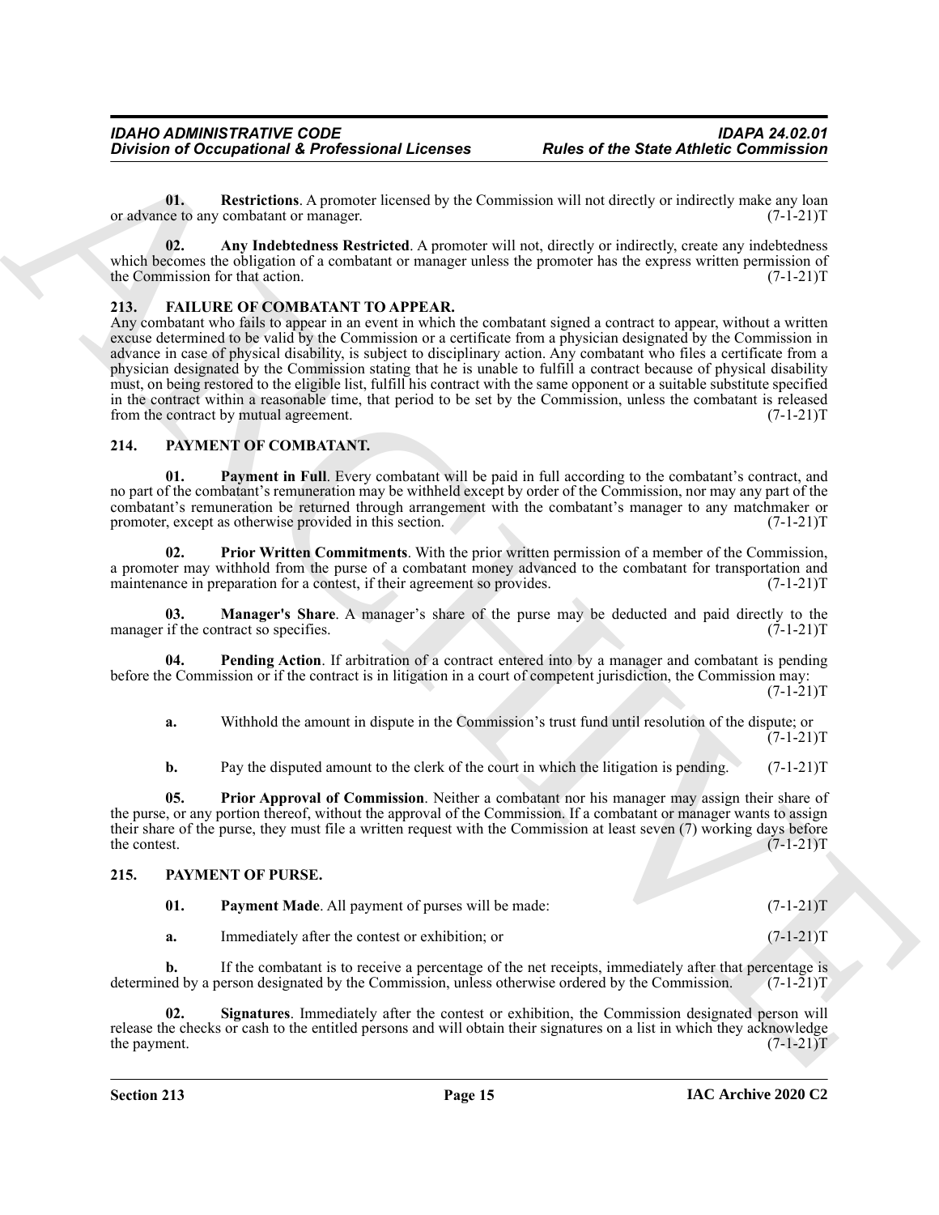**01. Restrictions**. A promoter licensed by the Commission will not directly or indirectly make any loan or advance to any combatant or manager. (7-1-21)T

**02. Any Indebtedness Restricted**. A promoter will not, directly or indirectly, create any indebtedness which becomes the obligation of a combatant or manager unless the promoter has the express written permission of the Commission for that action. (7-1-21)T

## 213. FAILURE OF COMBATANT TO APPEAR.

Any combatant who fails to appear in an event in which the combatant signed a contract to appear, without a written excuse determined to be valid by the Commission or a certificate from a physician designated by the Commission in advance in case of physical disability, is subject to disciplinary action. Any combatant who files a certificate from a physician designated by the Commission stating that he is unable to fulfill a contract because of physical disability must, on being restored to the eligible list, fulfill his contract with the same opponent or a suitable substitute specified in the contract within a reasonable time, that period to be set by the Commission, unless the combatant is released from the contract by mutual agreement. (7-1-21)T

## 214. PAYMENT OF COMBATANT.

**01. Payment in Full**. Every combatant will be paid in full according to the combatant's contract, and no part of the combatant's remuneration may be withheld except by order of the Commission, nor may any part of the combatant's remuneration be returned through arrangement with the combatant's manager to any matchmaker or promoter, except as otherwise provided in this section. (7-1-21)T

**02. Prior Written Commitments**. With the prior written permission of a member of the Commission, a promoter may withhold from the purse of a combatant money advanced to the combatant for transportation and maintenance in preparation for a contest, if their agreement so provides. (7-1-21)T

**03. Manager's Share**. A manager's share of the purse may be deducted and paid directly to the manager if the contract so specifies. (7-1-21)T

**04. Pending Action**. If arbitration of a contract entered into by a manager and combatant is pending before the Commission or if the contract is in litigation in a court of competent jurisdiction, the Commission may: (7-1-21)T

**a.** Withhold the amount in dispute in the Commission's trust fund until resolution of the dispute; or (7-1-21)T

**b.** Pay the disputed amount to the clerk of the court in which the litigation is pending. (7-1-21)T

**05. Prior Approval of Commission**. Neither a combatant nor his manager may assign their share of the purse, or any portion thereof, without the approval of the Commission. If a combatant or manager wants to assign their share of the purse, they must file a written request with the Commission at least seven (7) working days before the contest. (7-1-21)T

## 215. PAYMENT OF PURSE.

**01. Payment Made**. All payment of purses will be made: (7-1-21)T

**a.** Immediately after the contest or exhibition; or (7-1-21)T

**b.** If the combatant is to receive a percentage of the net receipts, immediately after that percentage is determined by a person designated by the Commission, unless otherwise ordered by the Commission. (7-1-21)T

**02. Signatures**. Immediately after the contest or exhibition, the Commission designated person will release the checks or cash to the entitled persons and will obtain their signatures on a list in which they acknowledge the payment. (7-1-21)T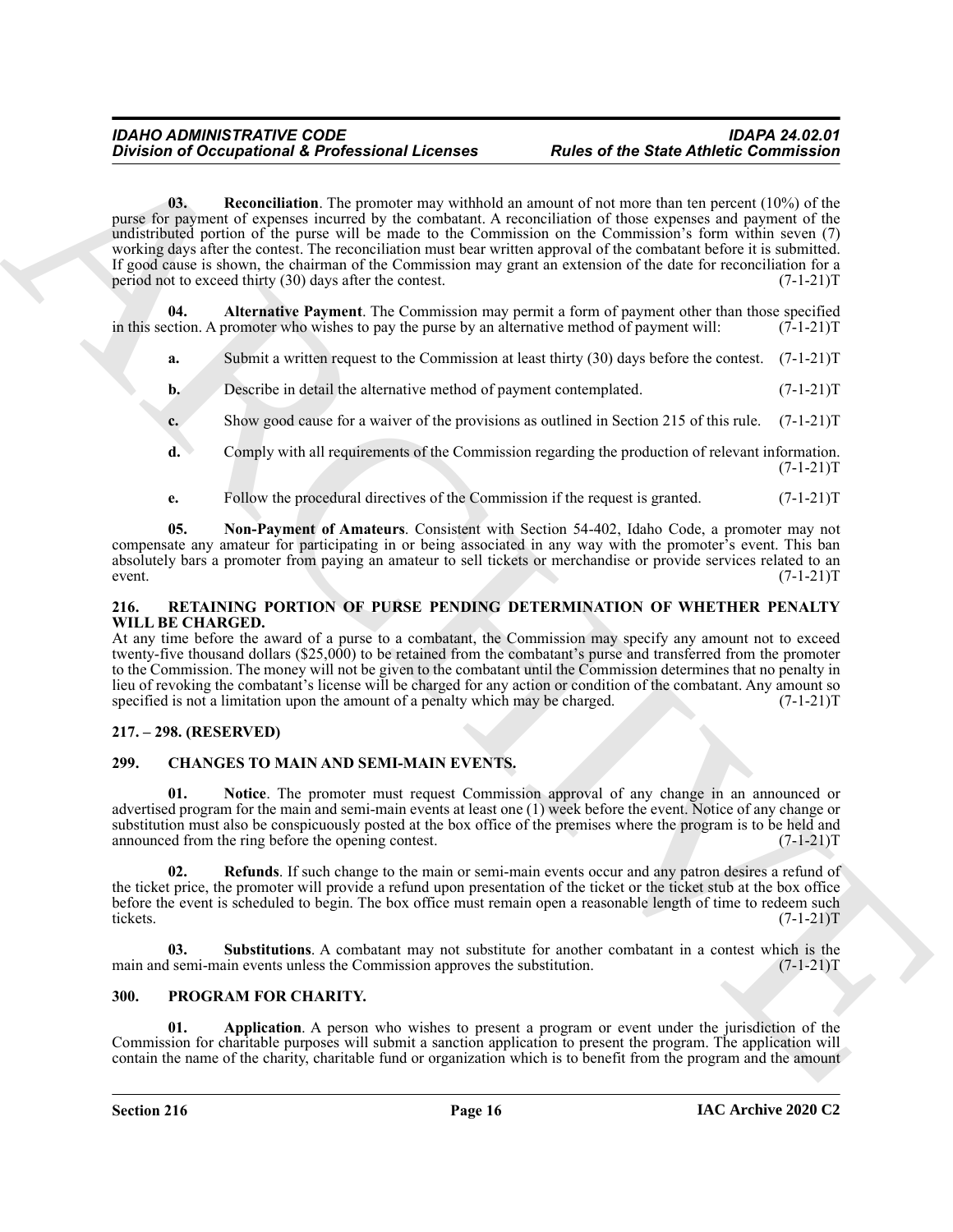**03. Reconciliation**. The promoter may withhold an amount of not more than ten percent (10%) of the purse for payment of expenses incurred by the combatant. A reconciliation of those expenses and payment of the undistributed portion of the purse will be made to the Commission on the Commission's form within seven (7) working days after the contest. The reconciliation must bear written approval of the combatant before it is submitted. If good cause is shown, the chairman of the Commission may grant an extension of the date for reconciliation for a period not to exceed thirty (30) days after the contest. (7-1-21)T

**04. Alternative Payment**. The Commission may permit a form of payment other than those specified in this section. A promoter who wishes to pay the purse by an alternative method of payment will: (7-1-21)T

**a.** Submit a written request to the Commission at least thirty (30) days before the contest. (7-1-21)T

**b.** Describe in detail the alternative method of payment contemplated. (7-1-21)T

**c.** Show good cause for a waiver of the provisions as outlined in Section 215 of this rule. (7-1-21)T

**d.** Comply with all requirements of the Commission regarding the production of relevant information. (7-1-21)T

**e.** Follow the procedural directives of the Commission if the request is granted. (7-1-21)T

**05. Non-Payment of Amateurs**. Consistent with Section 54-402, Idaho Code, a promoter may not compensate any amateur for participating in or being associated in any way with the promoter's event. This ban absolutely bars a promoter from paying an amateur to sell tickets or merchandise or provide services related to an event. (7-1-21)T

## 216. RETAINING PORTION OF PURSE PENDING DETERMINATION OF WHETHER PENALTY WILL BE CHARGED.

At any time before the award of a purse to a combatant, the Commission may specify any amount not to exceed twenty-five thousand dollars ($25,000) to be retained from the combatant's purse and transferred from the promoter to the Commission. The money will not be given to the combatant until the Commission determines that no penalty in lieu of revoking the combatant's license will be charged for any action or condition of the combatant. Any amount so specified is not a limitation upon the amount of a penalty which may be charged. (7-1-21)T

## 217. – 298. (RESERVED)

## 299. CHANGES TO MAIN AND SEMI-MAIN EVENTS.

**01. Notice**. The promoter must request Commission approval of any change in an announced or advertised program for the main and semi-main events at least one (1) week before the event. Notice of any change or substitution must also be conspicuously posted at the box office of the premises where the program is to be held and announced from the ring before the opening contest. (7-1-21)T

**02. Refunds**. If such change to the main or semi-main events occur and any patron desires a refund of the ticket price, the promoter will provide a refund upon presentation of the ticket or the ticket stub at the box office before the event is scheduled to begin. The box office must remain open a reasonable length of time to redeem such tickets. (7-1-21)T

**03. Substitutions**. A combatant may not substitute for another combatant in a contest which is the main and semi-main events unless the Commission approves the substitution. (7-1-21)T

## 300. PROGRAM FOR CHARITY.

**01. Application**. A person who wishes to present a program or event under the jurisdiction of the Commission for charitable purposes will submit a sanction application to present the program. The application will contain the name of the charity, charitable fund or organization which is to benefit from the program and the amount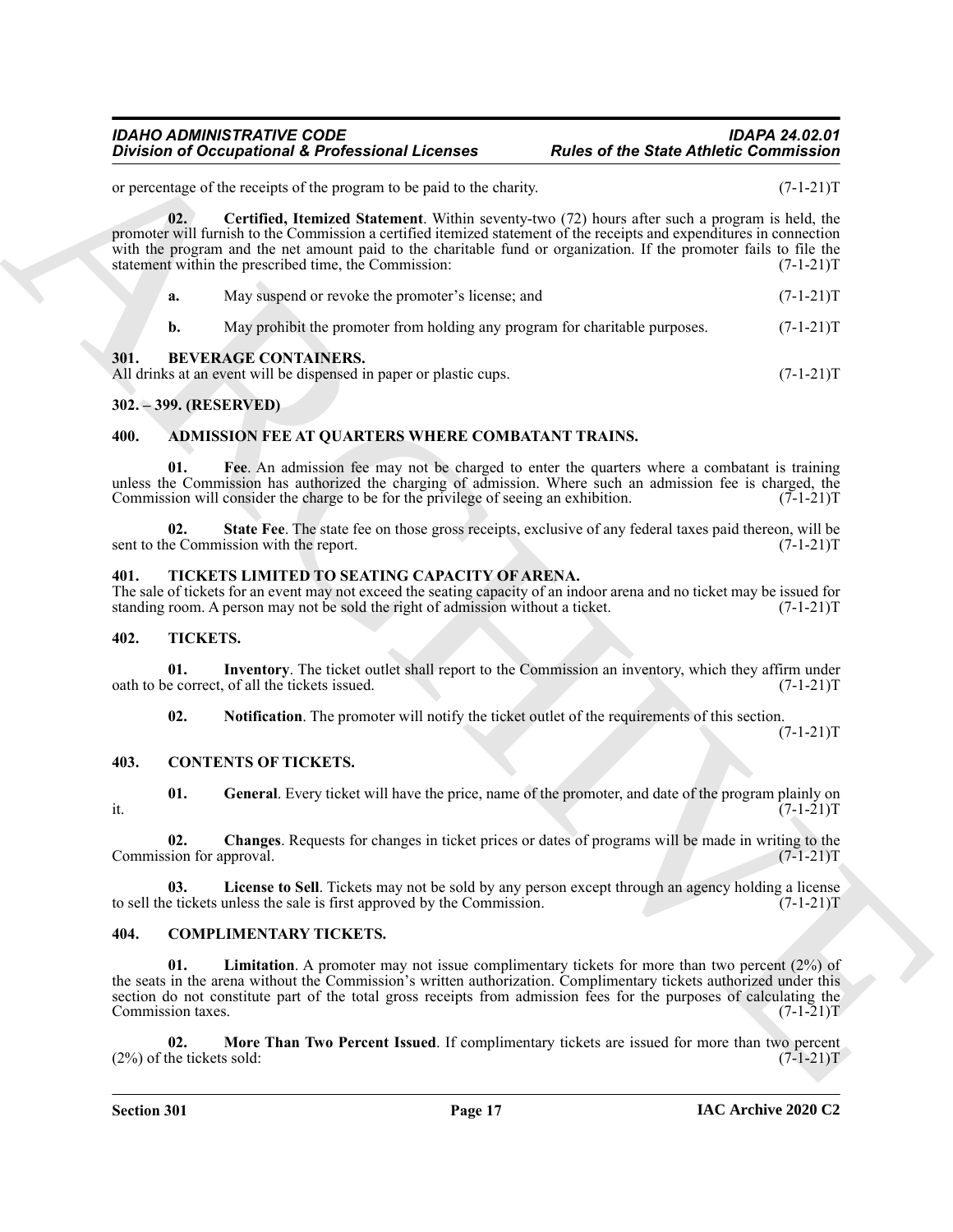or percentage of the receipts of the program to be paid to the charity. (7-1-21)T

**02. Certified, Itemized Statement**. Within seventy-two (72) hours after such a program is held, the promoter will furnish to the Commission a certified itemized statement of the receipts and expenditures in connection with the program and the net amount paid to the charitable fund or organization. If the promoter fails to file the statement within the prescribed time, the Commission: (7-1-21)T

**a.** May suspend or revoke the promoter's license; and (7-1-21)T

**b.** May prohibit the promoter from holding any program for charitable purposes. (7-1-21)T

## 301. BEVERAGE CONTAINERS.

All drinks at an event will be dispensed in paper or plastic cups. (7-1-21)T

## 302. – 399. (RESERVED)

## 400. ADMISSION FEE AT QUARTERS WHERE COMBATANT TRAINS.

**01. Fee**. An admission fee may not be charged to enter the quarters where a combatant is training unless the Commission has authorized the charging of admission. Where such an admission fee is charged, the Commission will consider the charge to be for the privilege of seeing an exhibition. (7-1-21)T

**02. State Fee**. The state fee on those gross receipts, exclusive of any federal taxes paid thereon, will be sent to the Commission with the report. (7-1-21)T

## 401. TICKETS LIMITED TO SEATING CAPACITY OF ARENA.

The sale of tickets for an event may not exceed the seating capacity of an indoor arena and no ticket may be issued for standing room. A person may not be sold the right of admission without a ticket. (7-1-21)T

## 402. TICKETS.

**01. Inventory**. The ticket outlet shall report to the Commission an inventory, which they affirm under oath to be correct, of all the tickets issued. (7-1-21)T

**02. Notification**. The promoter will notify the ticket outlet of the requirements of this section. (7-1-21)T

## 403. CONTENTS OF TICKETS.

**01. General**. Every ticket will have the price, name of the promoter, and date of the program plainly on it. (7-1-21)T

**02. Changes**. Requests for changes in ticket prices or dates of programs will be made in writing to the Commission for approval. (7-1-21)T

**03. License to Sell**. Tickets may not be sold by any person except through an agency holding a license to sell the tickets unless the sale is first approved by the Commission. (7-1-21)T

## 404. COMPLIMENTARY TICKETS.

**01. Limitation**. A promoter may not issue complimentary tickets for more than two percent (2%) of the seats in the arena without the Commission's written authorization. Complimentary tickets authorized under this section do not constitute part of the total gross receipts from admission fees for the purposes of calculating the Commission taxes. (7-1-21)T

**02. More Than Two Percent Issued**. If complimentary tickets are issued for more than two percent (2%) of the tickets sold: (7-1-21)T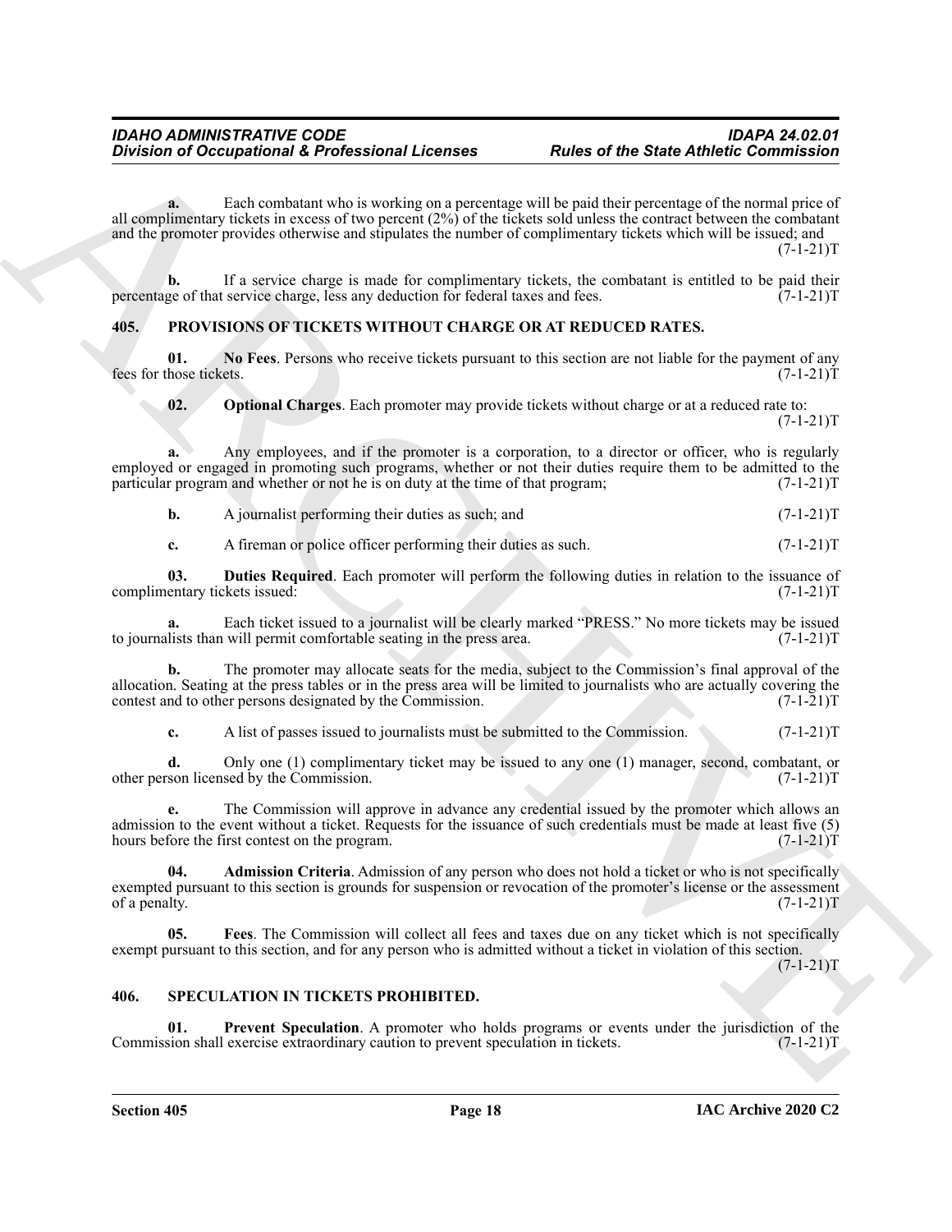**a.** Each combatant who is working on a percentage will be paid their percentage of the normal price of all complimentary tickets in excess of two percent (2%) of the tickets sold unless the contract between the combatant and the promoter provides otherwise and stipulates the number of complimentary tickets which will be issued; and (7-1-21)T

**b.** If a service charge is made for complimentary tickets, the combatant is entitled to be paid their percentage of that service charge, less any deduction for federal taxes and fees. (7-1-21)T

## 405. PROVISIONS OF TICKETS WITHOUT CHARGE OR AT REDUCED RATES.

**01. No Fees**. Persons who receive tickets pursuant to this section are not liable for the payment of any fees for those tickets. (7-1-21)T

**02. Optional Charges**. Each promoter may provide tickets without charge or at a reduced rate to: (7-1-21)T

**a.** Any employees, and if the promoter is a corporation, to a director or officer, who is regularly employed or engaged in promoting such programs, whether or not their duties require them to be admitted to the particular program and whether or not he is on duty at the time of that program; (7-1-21)T

**b.** A journalist performing their duties as such; and (7-1-21)T

**c.** A fireman or police officer performing their duties as such. (7-1-21)T

**03. Duties Required**. Each promoter will perform the following duties in relation to the issuance of complimentary tickets issued: (7-1-21)T

**a.** Each ticket issued to a journalist will be clearly marked "PRESS." No more tickets may be issued to journalists than will permit comfortable seating in the press area. (7-1-21)T

**b.** The promoter may allocate seats for the media, subject to the Commission's final approval of the allocation. Seating at the press tables or in the press area will be limited to journalists who are actually covering the contest and to other persons designated by the Commission. (7-1-21)T

**c.** A list of passes issued to journalists must be submitted to the Commission. (7-1-21)T

**d.** Only one (1) complimentary ticket may be issued to any one (1) manager, second, combatant, or other person licensed by the Commission. (7-1-21)T

**e.** The Commission will approve in advance any credential issued by the promoter which allows an admission to the event without a ticket. Requests for the issuance of such credentials must be made at least five (5) hours before the first contest on the program. (7-1-21)T

**04. Admission Criteria**. Admission of any person who does not hold a ticket or who is not specifically exempted pursuant to this section is grounds for suspension or revocation of the promoter's license or the assessment of a penalty. (7-1-21)T

**05. Fees**. The Commission will collect all fees and taxes due on any ticket which is not specifically exempt pursuant to this section, and for any person who is admitted without a ticket in violation of this section. (7-1-21)T

## 406. SPECULATION IN TICKETS PROHIBITED.

**01. Prevent Speculation**. A promoter who holds programs or events under the jurisdiction of the Commission shall exercise extraordinary caution to prevent speculation in tickets. (7-1-21)T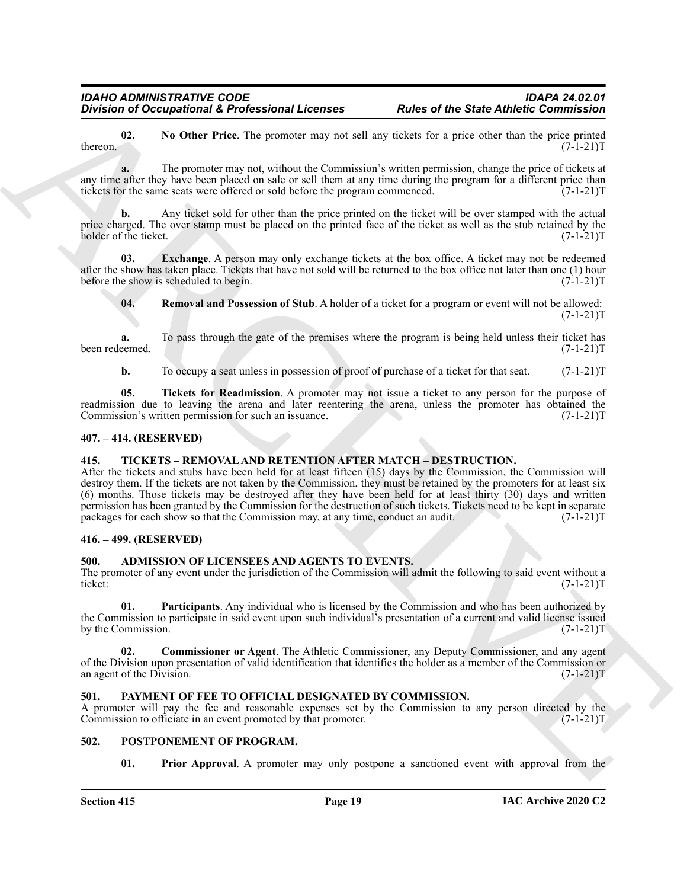**02. No Other Price**. The promoter may not sell any tickets for a price other than the price printed thereon. (7-1-21)T

**a.** The promoter may not, without the Commission's written permission, change the price of tickets at any time after they have been placed on sale or sell them at any time during the program for a different price than tickets for the same seats were offered or sold before the program commenced. (7-1-21)T

**b.** Any ticket sold for other than the price printed on the ticket will be over stamped with the actual price charged. The over stamp must be placed on the printed face of the ticket as well as the stub retained by the holder of the ticket. (7-1-21)T

**03. Exchange**. A person may only exchange tickets at the box office. A ticket may not be redeemed after the show has taken place. Tickets that have not sold will be returned to the box office not later than one (1) hour before the show is scheduled to begin. (7-1-21)T

**04. Removal and Possession of Stub**. A holder of a ticket for a program or event will not be allowed: (7-1-21)T

**a.** To pass through the gate of the premises where the program is being held unless their ticket has been redeemed. (7-1-21)T

**b.** To occupy a seat unless in possession of proof of purchase of a ticket for that seat. (7-1-21)T

**05. Tickets for Readmission**. A promoter may not issue a ticket to any person for the purpose of readmission due to leaving the arena and later reentering the arena, unless the promoter has obtained the Commission's written permission for such an issuance. (7-1-21)T

## 407. – 414. (RESERVED)

## 415. TICKETS – REMOVAL AND RETENTION AFTER MATCH – DESTRUCTION.

After the tickets and stubs have been held for at least fifteen (15) days by the Commission, the Commission will destroy them. If the tickets are not taken by the Commission, they must be retained by the promoters for at least six (6) months. Those tickets may be destroyed after they have been held for at least thirty (30) days and written permission has been granted by the Commission for the destruction of such tickets. Tickets need to be kept in separate packages for each show so that the Commission may, at any time, conduct an audit. (7-1-21)T

## 416. – 499. (RESERVED)

## 500. ADMISSION OF LICENSEES AND AGENTS TO EVENTS.

The promoter of any event under the jurisdiction of the Commission will admit the following to said event without a ticket: (7-1-21)T

**01. Participants**. Any individual who is licensed by the Commission and who has been authorized by the Commission to participate in said event upon such individual's presentation of a current and valid license issued by the Commission. (7-1-21)T

**02. Commissioner or Agent**. The Athletic Commissioner, any Deputy Commissioner, and any agent of the Division upon presentation of valid identification that identifies the holder as a member of the Commission or an agent of the Division. (7-1-21)T

## 501. PAYMENT OF FEE TO OFFICIAL DESIGNATED BY COMMISSION.

A promoter will pay the fee and reasonable expenses set by the Commission to any person directed by the Commission to officiate in an event promoted by that promoter. (7-1-21)T

## 502. POSTPONEMENT OF PROGRAM.

**01. Prior Approval**. A promoter may only postpone a sanctioned event with approval from the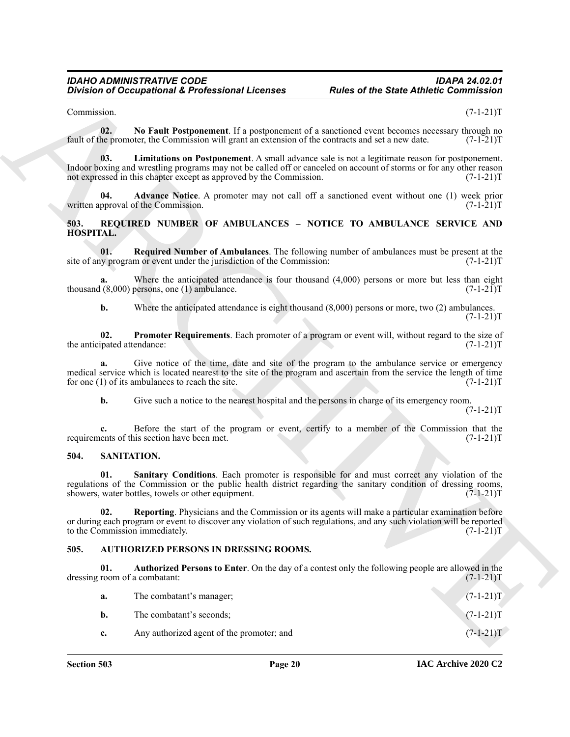Commission. (7-1-21)T

**02. No Fault Postponement**. If a postponement of a sanctioned event becomes necessary through no fault of the promoter, the Commission will grant an extension of the contracts and set a new date. (7-1-21)T

**03. Limitations on Postponement**. A small advance sale is not a legitimate reason for postponement. Indoor boxing and wrestling programs may not be called off or canceled on account of storms or for any other reason not expressed in this chapter except as approved by the Commission. (7-1-21)T

**04. Advance Notice**. A promoter may not call off a sanctioned event without one (1) week prior written approval of the Commission. (7-1-21)T

## 503. REQUIRED NUMBER OF AMBULANCES – NOTICE TO AMBULANCE SERVICE AND HOSPITAL.

**01. Required Number of Ambulances**. The following number of ambulances must be present at the site of any program or event under the jurisdiction of the Commission: (7-1-21)T

**a.** Where the anticipated attendance is four thousand (4,000) persons or more but less than eight thousand (8,000) persons, one (1) ambulance. (7-1-21)T

**b.** Where the anticipated attendance is eight thousand (8,000) persons or more, two (2) ambulances. (7-1-21)T

**02. Promoter Requirements**. Each promoter of a program or event will, without regard to the size of the anticipated attendance: (7-1-21)T

**a.** Give notice of the time, date and site of the program to the ambulance service or emergency medical service which is located nearest to the site of the program and ascertain from the service the length of time for one (1) of its ambulances to reach the site. (7-1-21)T

**b.** Give such a notice to the nearest hospital and the persons in charge of its emergency room. (7-1-21)T

**c.** Before the start of the program or event, certify to a member of the Commission that the requirements of this section have been met. (7-1-21)T

## 504. SANITATION.

**01. Sanitary Conditions**. Each promoter is responsible for and must correct any violation of the regulations of the Commission or the public health district regarding the sanitary condition of dressing rooms, showers, water bottles, towels or other equipment. (7-1-21)T

**02. Reporting**. Physicians and the Commission or its agents will make a particular examination before or during each program or event to discover any violation of such regulations, and any such violation will be reported to the Commission immediately. (7-1-21)T

## 505. AUTHORIZED PERSONS IN DRESSING ROOMS.

**01. Authorized Persons to Enter**. On the day of a contest only the following people are allowed in the dressing room of a combatant: (7-1-21)T

**a.** The combatant's manager; (7-1-21)T

**b.** The combatant's seconds; (7-1-21)T

**c.** Any authorized agent of the promoter; and (7-1-21)T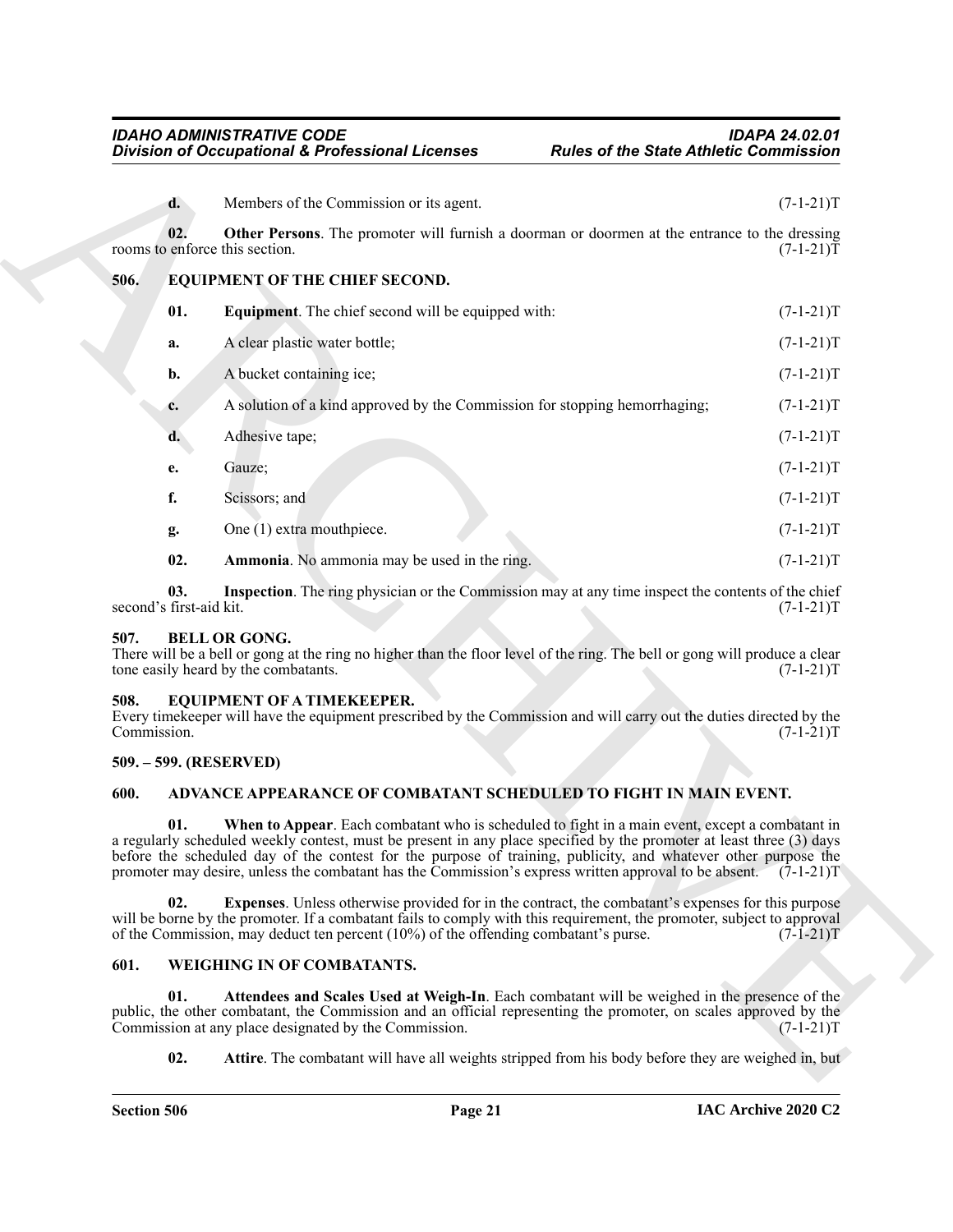**d.** Members of the Commission or its agent. (7-1-21)T

**02. Other Persons**. The promoter will furnish a doorman or doormen at the entrance to the dressing rooms to enforce this section. (7-1-21)T

## 506. EQUIPMENT OF THE CHIEF SECOND.

**01. Equipment**. The chief second will be equipped with: (7-1-21)T

**a.** A clear plastic water bottle; (7-1-21)T

**b.** A bucket containing ice; (7-1-21)T

**c.** A solution of a kind approved by the Commission for stopping hemorrhaging; (7-1-21)T

**d.** Adhesive tape; (7-1-21)T

**e.** Gauze; (7-1-21)T

**f.** Scissors; and (7-1-21)T

**g.** One (1) extra mouthpiece. (7-1-21)T

**02. Ammonia**. No ammonia may be used in the ring. (7-1-21)T

**03. Inspection**. The ring physician or the Commission may at any time inspect the contents of the chief second's first-aid kit. (7-1-21)T

## 507. BELL OR GONG.

There will be a bell or gong at the ring no higher than the floor level of the ring. The bell or gong will produce a clear tone easily heard by the combatants. (7-1-21)T

## 508. EQUIPMENT OF A TIMEKEEPER.

Every timekeeper will have the equipment prescribed by the Commission and will carry out the duties directed by the Commission. (7-1-21)T

## 509. – 599. (RESERVED)

## 600. ADVANCE APPEARANCE OF COMBATANT SCHEDULED TO FIGHT IN MAIN EVENT.

**01. When to Appear**. Each combatant who is scheduled to fight in a main event, except a combatant in a regularly scheduled weekly contest, must be present in any place specified by the promoter at least three (3) days before the scheduled day of the contest for the purpose of training, publicity, and whatever other purpose the promoter may desire, unless the combatant has the Commission's express written approval to be absent. (7-1-21)T

**02. Expenses**. Unless otherwise provided for in the contract, the combatant's expenses for this purpose will be borne by the promoter. If a combatant fails to comply with this requirement, the promoter, subject to approval of the Commission, may deduct ten percent (10%) of the offending combatant's purse. (7-1-21)T

## 601. WEIGHING IN OF COMBATANTS.

**01. Attendees and Scales Used at Weigh-In**. Each combatant will be weighed in the presence of the public, the other combatant, the Commission and an official representing the promoter, on scales approved by the Commission at any place designated by the Commission. (7-1-21)T

**02. Attire**. The combatant will have all weights stripped from his body before they are weighed in, but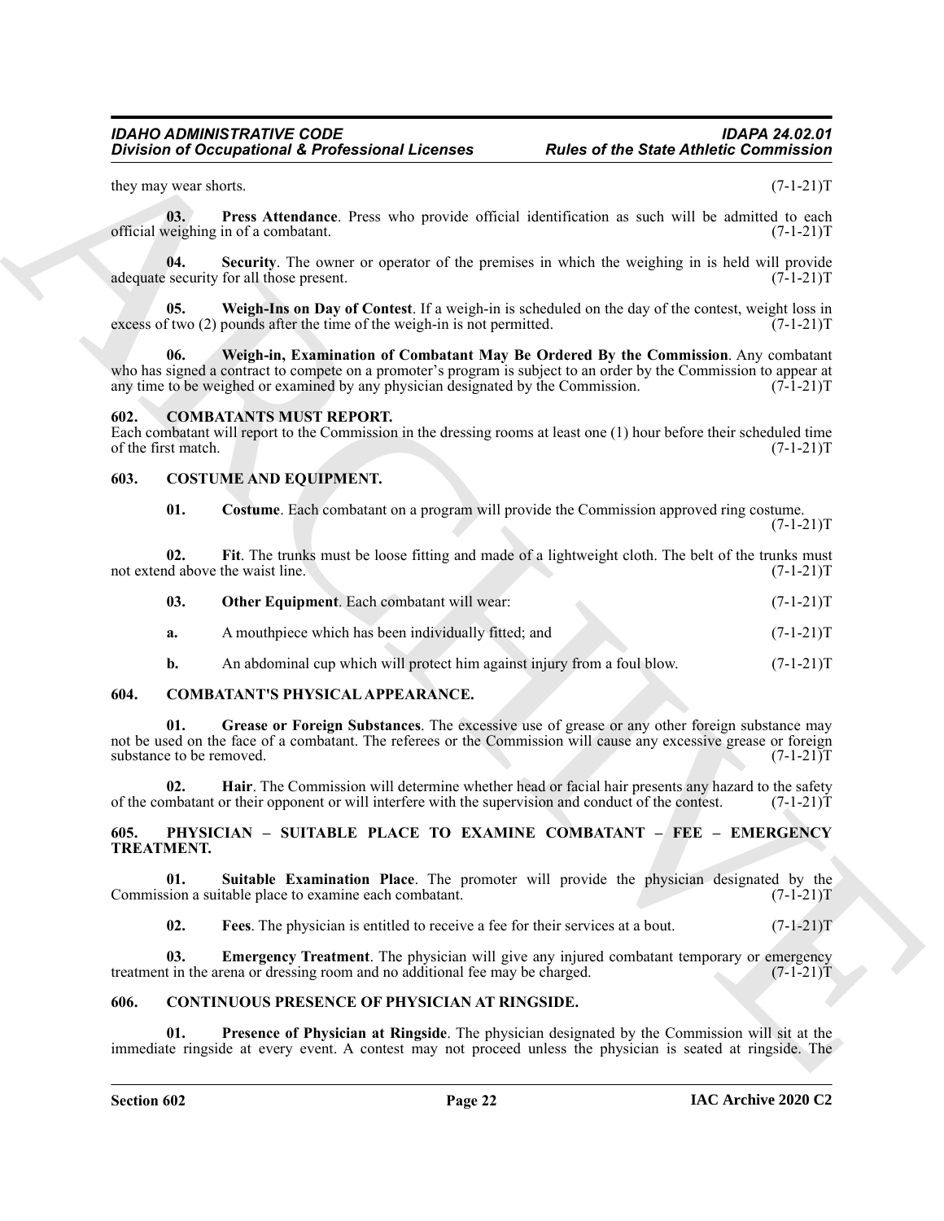they may wear shorts. (7-1-21)T

**03. Press Attendance**. Press who provide official identification as such will be admitted to each official weighing in of a combatant. (7-1-21)T

**04. Security**. The owner or operator of the premises in which the weighing in is held will provide adequate security for all those present. (7-1-21)T

**05. Weigh-Ins on Day of Contest**. If a weigh-in is scheduled on the day of the contest, weight loss in excess of two (2) pounds after the time of the weigh-in is not permitted. (7-1-21)T

**06. Weigh-in, Examination of Combatant May Be Ordered By the Commission**. Any combatant who has signed a contract to compete on a promoter's program is subject to an order by the Commission to appear at any time to be weighed or examined by any physician designated by the Commission. (7-1-21)T

## 602. COMBATANTS MUST REPORT.

Each combatant will report to the Commission in the dressing rooms at least one (1) hour before their scheduled time of the first match. (7-1-21)T

## 603. COSTUME AND EQUIPMENT.

**01. Costume**. Each combatant on a program will provide the Commission approved ring costume. (7-1-21)T

**02. Fit**. The trunks must be loose fitting and made of a lightweight cloth. The belt of the trunks must not extend above the waist line. (7-1-21)T

**03. Other Equipment**. Each combatant will wear: (7-1-21)T

**a.** A mouthpiece which has been individually fitted; and (7-1-21)T

**b.** An abdominal cup which will protect him against injury from a foul blow. (7-1-21)T

## 604. COMBATANT'S PHYSICAL APPEARANCE.

**01. Grease or Foreign Substances**. The excessive use of grease or any other foreign substance may not be used on the face of a combatant. The referees or the Commission will cause any excessive grease or foreign substance to be removed. (7-1-21)T

**02. Hair**. The Commission will determine whether head or facial hair presents any hazard to the safety of the combatant or their opponent or will interfere with the supervision and conduct of the contest. (7-1-21)T

## 605. PHYSICIAN – SUITABLE PLACE TO EXAMINE COMBATANT – FEE – EMERGENCY TREATMENT.

**01. Suitable Examination Place**. The promoter will provide the physician designated by the Commission a suitable place to examine each combatant. (7-1-21)T

**02. Fees**. The physician is entitled to receive a fee for their services at a bout. (7-1-21)T

**03. Emergency Treatment**. The physician will give any injured combatant temporary or emergency treatment in the arena or dressing room and no additional fee may be charged. (7-1-21)T

## 606. CONTINUOUS PRESENCE OF PHYSICIAN AT RINGSIDE.

**01. Presence of Physician at Ringside**. The physician designated by the Commission will sit at the immediate ringside at every event. A contest may not proceed unless the physician is seated at ringside. The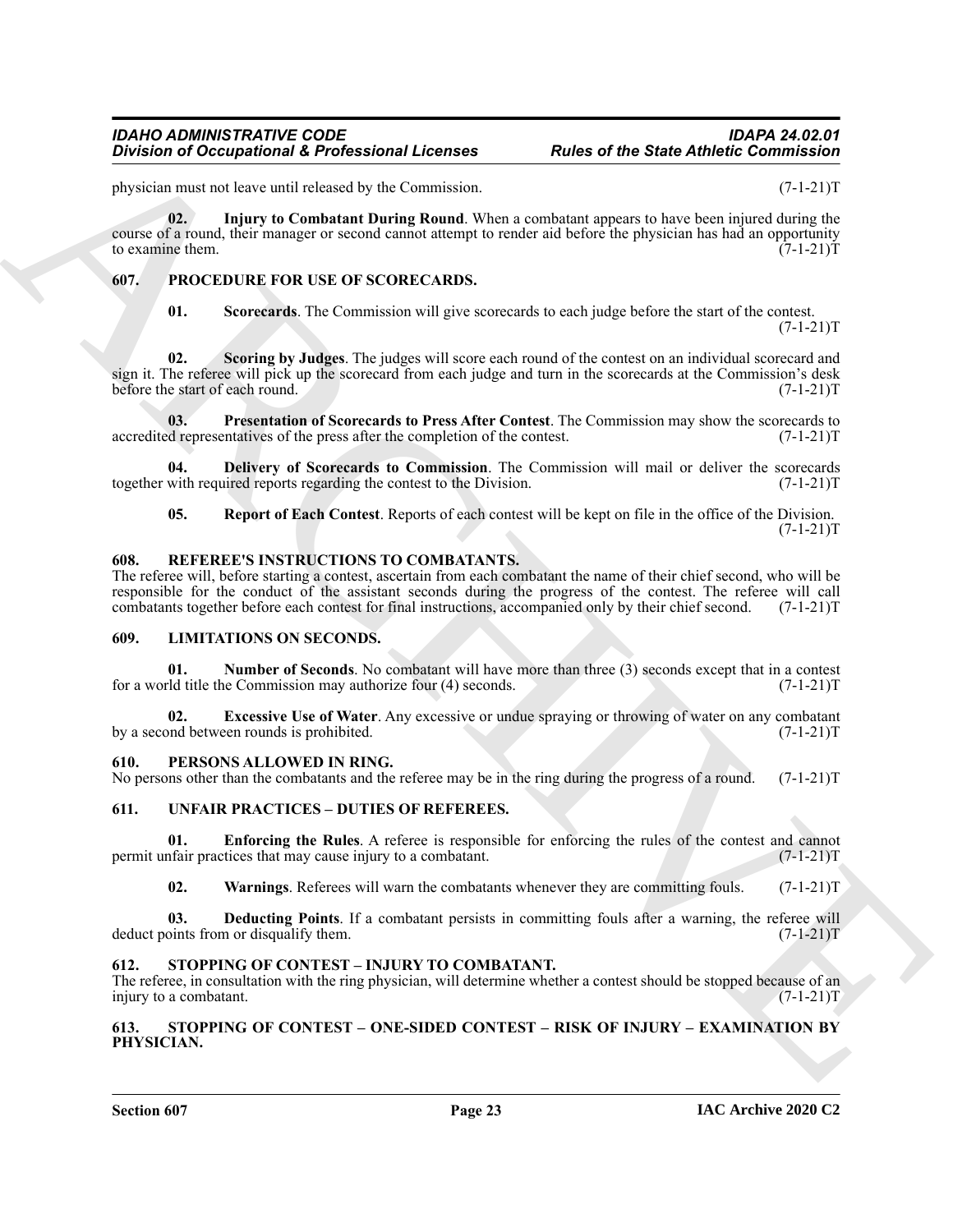physician must not leave until released by the Commission. (7-1-21)T

**02. Injury to Combatant During Round**. When a combatant appears to have been injured during the course of a round, their manager or second cannot attempt to render aid before the physician has had an opportunity to examine them. (7-1-21)T

## 607. PROCEDURE FOR USE OF SCORECARDS.

**01. Scorecards**. The Commission will give scorecards to each judge before the start of the contest. (7-1-21)T

**02. Scoring by Judges**. The judges will score each round of the contest on an individual scorecard and sign it. The referee will pick up the scorecard from each judge and turn in the scorecards at the Commission's desk before the start of each round. (7-1-21)T

**03. Presentation of Scorecards to Press After Contest**. The Commission may show the scorecards to accredited representatives of the press after the completion of the contest. (7-1-21)T

**04. Delivery of Scorecards to Commission**. The Commission will mail or deliver the scorecards together with required reports regarding the contest to the Division. (7-1-21)T

**05. Report of Each Contest**. Reports of each contest will be kept on file in the office of the Division. (7-1-21)T

## 608. REFEREE'S INSTRUCTIONS TO COMBATANTS.

The referee will, before starting a contest, ascertain from each combatant the name of their chief second, who will be responsible for the conduct of the assistant seconds during the progress of the contest. The referee will call combatants together before each contest for final instructions, accompanied only by their chief second. (7-1-21)T

## 609. LIMITATIONS ON SECONDS.

**01. Number of Seconds**. No combatant will have more than three (3) seconds except that in a contest for a world title the Commission may authorize four (4) seconds. (7-1-21)T

**02. Excessive Use of Water**. Any excessive or undue spraying or throwing of water on any combatant by a second between rounds is prohibited. (7-1-21)T

## 610. PERSONS ALLOWED IN RING.

No persons other than the combatants and the referee may be in the ring during the progress of a round. (7-1-21)T

## 611. UNFAIR PRACTICES – DUTIES OF REFEREES.

**01. Enforcing the Rules**. A referee is responsible for enforcing the rules of the contest and cannot permit unfair practices that may cause injury to a combatant. (7-1-21)T

**02. Warnings**. Referees will warn the combatants whenever they are committing fouls. (7-1-21)T

**03. Deducting Points**. If a combatant persists in committing fouls after a warning, the referee will deduct points from or disqualify them. (7-1-21)T

## 612. STOPPING OF CONTEST – INJURY TO COMBATANT.

The referee, in consultation with the ring physician, will determine whether a contest should be stopped because of an injury to a combatant. (7-1-21)T

## 613. STOPPING OF CONTEST – ONE-SIDED CONTEST – RISK OF INJURY – EXAMINATION BY PHYSICIAN.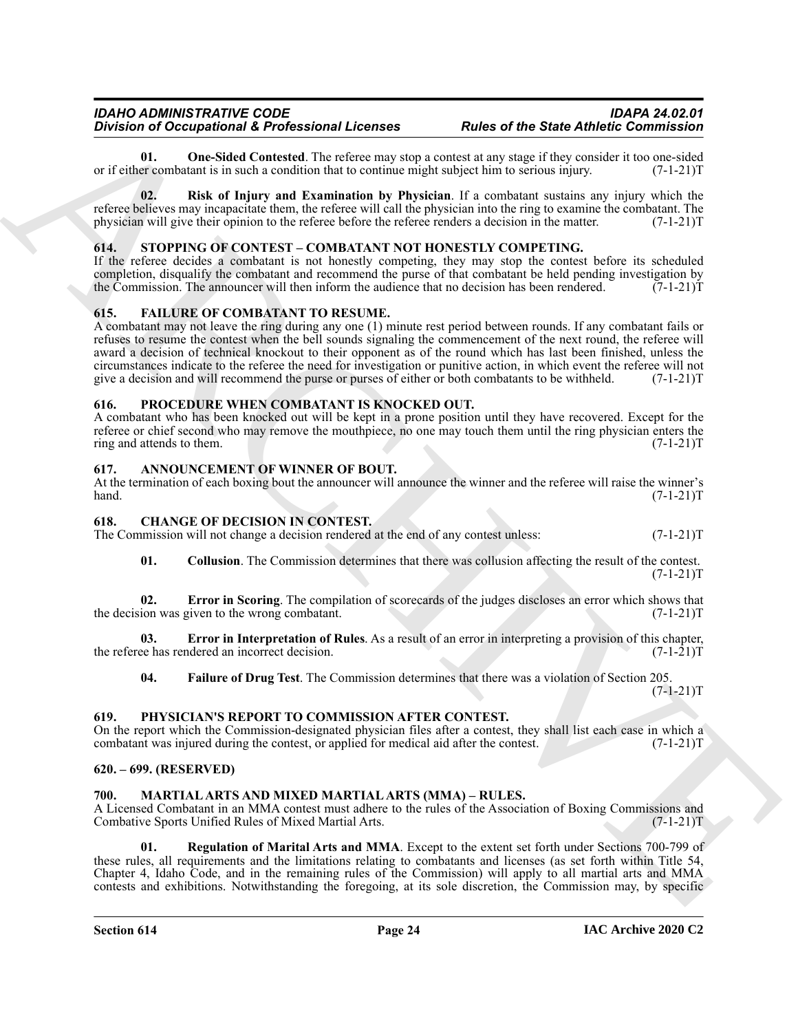**01. One-Sided Contested**. The referee may stop a contest at any stage if they consider it too one-sided or if either combatant is in such a condition that to continue might subject him to serious injury. (7-1-21)T

**02. Risk of Injury and Examination by Physician**. If a combatant sustains any injury which the referee believes may incapacitate them, the referee will call the physician into the ring to examine the combatant. The physician will give their opinion to the referee before the referee renders a decision in the matter. (7-1-21)T

## 614. STOPPING OF CONTEST – COMBATANT NOT HONESTLY COMPETING.

If the referee decides a combatant is not honestly competing, they may stop the contest before its scheduled completion, disqualify the combatant and recommend the purse of that combatant be held pending investigation by the Commission. The announcer will then inform the audience that no decision has been rendered. (7-1-21)T

## 615. FAILURE OF COMBATANT TO RESUME.

A combatant may not leave the ring during any one (1) minute rest period between rounds. If any combatant fails or refuses to resume the contest when the bell sounds signaling the commencement of the next round, the referee will award a decision of technical knockout to their opponent as of the round which has last been finished, unless the circumstances indicate to the referee the need for investigation or punitive action, in which event the referee will not give a decision and will recommend the purse or purses of either or both combatants to be withheld. (7-1-21)T

## 616. PROCEDURE WHEN COMBATANT IS KNOCKED OUT.

A combatant who has been knocked out will be kept in a prone position until they have recovered. Except for the referee or chief second who may remove the mouthpiece, no one may touch them until the ring physician enters the ring and attends to them. (7-1-21)T

## 617. ANNOUNCEMENT OF WINNER OF BOUT.

At the termination of each boxing bout the announcer will announce the winner and the referee will raise the winner's hand. (7-1-21)T

## 618. CHANGE OF DECISION IN CONTEST.

The Commission will not change a decision rendered at the end of any contest unless: (7-1-21)T

**01. Collusion**. The Commission determines that there was collusion affecting the result of the contest. (7-1-21)T

**02. Error in Scoring**. The compilation of scorecards of the judges discloses an error which shows that the decision was given to the wrong combatant. (7-1-21)T

**03. Error in Interpretation of Rules**. As a result of an error in interpreting a provision of this chapter, the referee has rendered an incorrect decision. (7-1-21)T

**04. Failure of Drug Test**. The Commission determines that there was a violation of Section 205. (7-1-21)T

## 619. PHYSICIAN'S REPORT TO COMMISSION AFTER CONTEST.

On the report which the Commission-designated physician files after a contest, they shall list each case in which a combatant was injured during the contest, or applied for medical aid after the contest. (7-1-21)T

## 620. – 699. (RESERVED)

## 700. MARTIAL ARTS AND MIXED MARTIAL ARTS (MMA) – RULES.

A Licensed Combatant in an MMA contest must adhere to the rules of the Association of Boxing Commissions and Combative Sports Unified Rules of Mixed Martial Arts. (7-1-21)T

**01. Regulation of Marital Arts and MMA**. Except to the extent set forth under Sections 700-799 of these rules, all requirements and the limitations relating to combatants and licenses (as set forth within Title 54, Chapter 4, Idaho Code, and in the remaining rules of the Commission) will apply to all martial arts and MMA contests and exhibitions. Notwithstanding the foregoing, at its sole discretion, the Commission may, by specific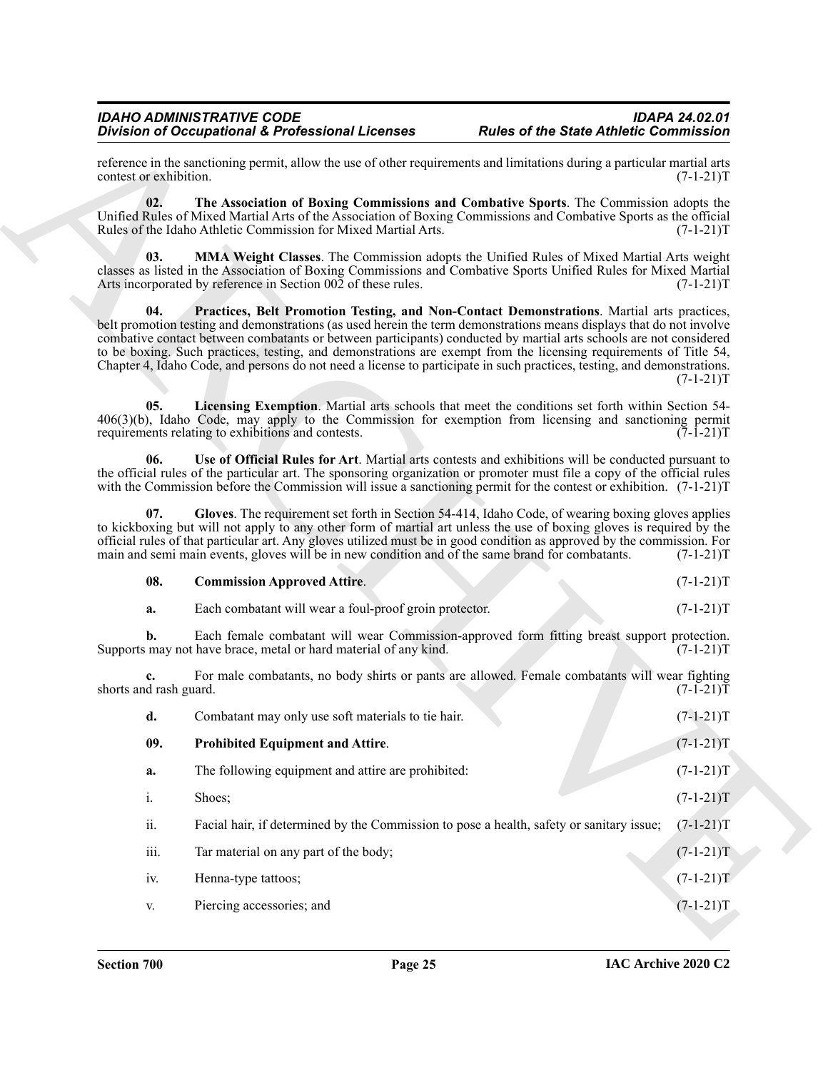reference in the sanctioning permit, allow the use of other requirements and limitations during a particular martial arts contest or exhibition. (7-1-21)T

**02. The Association of Boxing Commissions and Combative Sports**. The Commission adopts the Unified Rules of Mixed Martial Arts of the Association of Boxing Commissions and Combative Sports as the official Rules of the Idaho Athletic Commission for Mixed Martial Arts. (7-1-21)T

**03. MMA Weight Classes**. The Commission adopts the Unified Rules of Mixed Martial Arts weight classes as listed in the Association of Boxing Commissions and Combative Sports Unified Rules for Mixed Martial Arts incorporated by reference in Section 002 of these rules. (7-1-21)T

**04. Practices, Belt Promotion Testing, and Non-Contact Demonstrations**. Martial arts practices, belt promotion testing and demonstrations (as used herein the term demonstrations means displays that do not involve combative contact between combatants or between participants) conducted by martial arts schools are not considered to be boxing. Such practices, testing, and demonstrations are exempt from the licensing requirements of Title 54, Chapter 4, Idaho Code, and persons do not need a license to participate in such practices, testing, and demonstrations. (7-1-21)T

**05. Licensing Exemption**. Martial arts schools that meet the conditions set forth within Section 54-406(3)(b), Idaho Code, may apply to the Commission for exemption from licensing and sanctioning permit requirements relating to exhibitions and contests. (7-1-21)T

**06. Use of Official Rules for Art**. Martial arts contests and exhibitions will be conducted pursuant to the official rules of the particular art. The sponsoring organization or promoter must file a copy of the official rules with the Commission before the Commission will issue a sanctioning permit for the contest or exhibition. (7-1-21)T

**07. Gloves**. The requirement set forth in Section 54-414, Idaho Code, of wearing boxing gloves applies to kickboxing but will not apply to any other form of martial art unless the use of boxing gloves is required by the official rules of that particular art. Any gloves utilized must be in good condition as approved by the commission. For main and semi main events, gloves will be in new condition and of the same brand for combatants. (7-1-21)T

**08. Commission Approved Attire**. (7-1-21)T

**a.** Each combatant will wear a foul-proof groin protector. (7-1-21)T

**b.** Each female combatant will wear Commission-approved form fitting breast support protection. Supports may not have brace, metal or hard material of any kind. (7-1-21)T

**c.** For male combatants, no body shirts or pants are allowed. Female combatants will wear fighting shorts and rash guard. (7-1-21)T

**d.** Combatant may only use soft materials to tie hair. (7-1-21)T

**09. Prohibited Equipment and Attire**. (7-1-21)T

**a.** The following equipment and attire are prohibited: (7-1-21)T

i. Shoes; (7-1-21)T

ii. Facial hair, if determined by the Commission to pose a health, safety or sanitary issue; (7-1-21)T

iii. Tar material on any part of the body; (7-1-21)T

iv. Henna-type tattoos; (7-1-21)T

v. Piercing accessories; and (7-1-21)T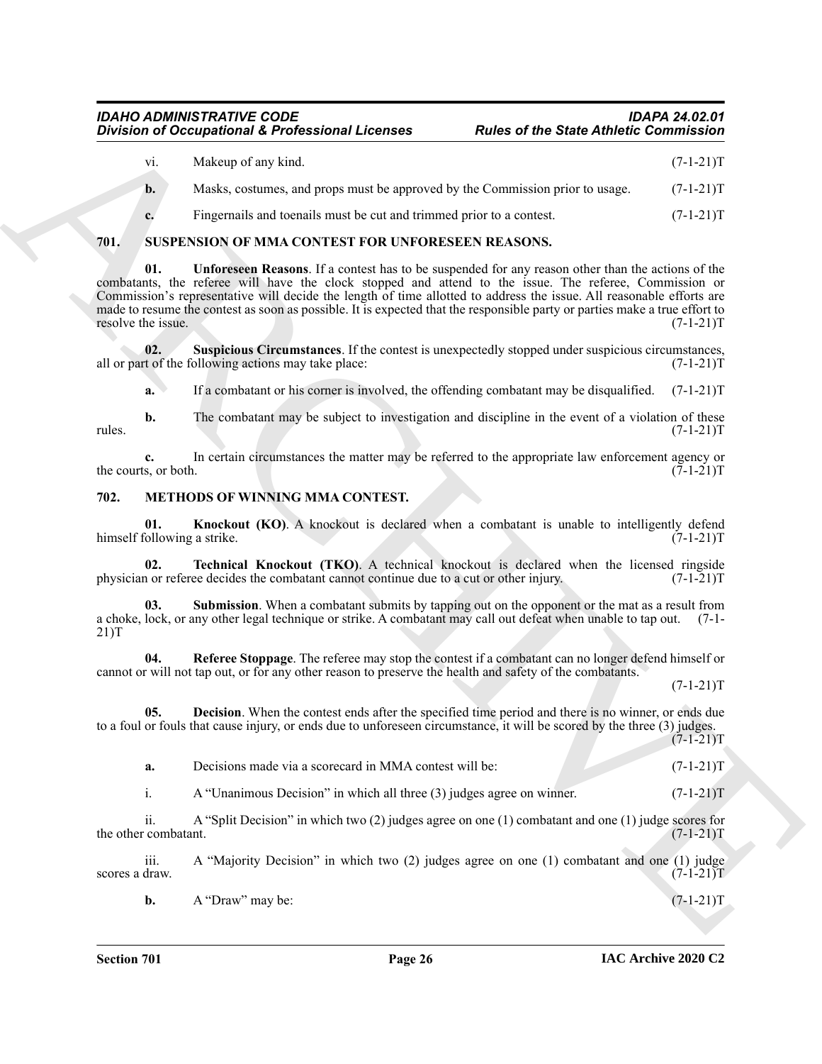vi. Makeup of any kind. (7-1-21)T

**b.** Masks, costumes, and props must be approved by the Commission prior to usage. (7-1-21)T

**c.** Fingernails and toenails must be cut and trimmed prior to a contest. (7-1-21)T

## 701. SUSPENSION OF MMA CONTEST FOR UNFORESEEN REASONS.

**01. Unforeseen Reasons**. If a contest has to be suspended for any reason other than the actions of the combatants, the referee will have the clock stopped and attend to the issue. The referee, Commission or Commission's representative will decide the length of time allotted to address the issue. All reasonable efforts are made to resume the contest as soon as possible. It is expected that the responsible party or parties make a true effort to resolve the issue. (7-1-21)T

**02. Suspicious Circumstances**. If the contest is unexpectedly stopped under suspicious circumstances, all or part of the following actions may take place: (7-1-21)T

**a.** If a combatant or his corner is involved, the offending combatant may be disqualified. (7-1-21)T

**b.** The combatant may be subject to investigation and discipline in the event of a violation of these rules. (7-1-21)T

**c.** In certain circumstances the matter may be referred to the appropriate law enforcement agency or the courts, or both. (7-1-21)T

## 702. METHODS OF WINNING MMA CONTEST.

**01. Knockout (KO)**. A knockout is declared when a combatant is unable to intelligently defend himself following a strike. (7-1-21)T

**02. Technical Knockout (TKO)**. A technical knockout is declared when the licensed ringside physician or referee decides the combatant cannot continue due to a cut or other injury. (7-1-21)T

**03. Submission**. When a combatant submits by tapping out on the opponent or the mat as a result from a choke, lock, or any other legal technique or strike. A combatant may call out defeat when unable to tap out. (7-1-21)T

**04. Referee Stoppage**. The referee may stop the contest if a combatant can no longer defend himself or cannot or will not tap out, or for any other reason to preserve the health and safety of the combatants. (7-1-21)T

**05. Decision**. When the contest ends after the specified time period and there is no winner, or ends due to a foul or fouls that cause injury, or ends due to unforeseen circumstance, it will be scored by the three (3) judges. (7-1-21)T

**a.** Decisions made via a scorecard in MMA contest will be: (7-1-21)T

i. A "Unanimous Decision" in which all three (3) judges agree on winner. (7-1-21)T

ii. A "Split Decision" in which two (2) judges agree on one (1) combatant and one (1) judge scores for the other combatant. (7-1-21)T

iii. A "Majority Decision" in which two (2) judges agree on one (1) combatant and one (1) judge scores a draw. (7-1-21)T

**b.** A "Draw" may be: (7-1-21)T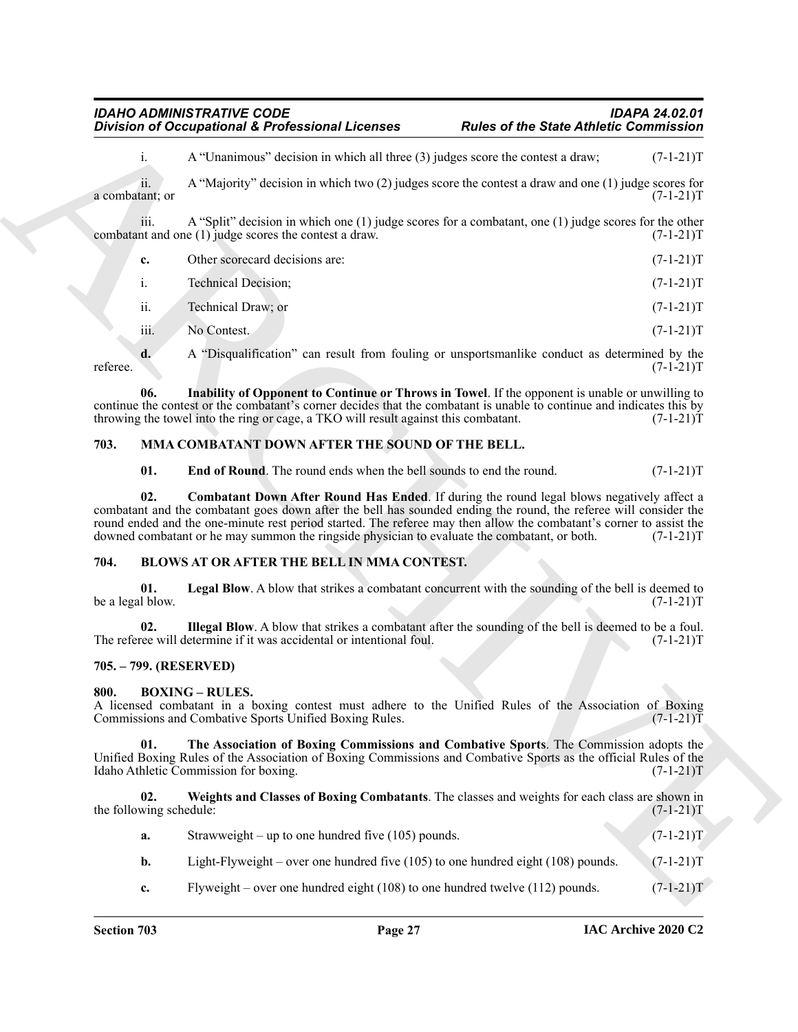i. A "Unanimous" decision in which all three (3) judges score the contest a draw; (7-1-21)T

ii. A "Majority" decision in which two (2) judges score the contest a draw and one (1) judge scores for a combatant; or (7-1-21)T

iii. A "Split" decision in which one (1) judge scores for a combatant, one (1) judge scores for the other combatant and one (1) judge scores the contest a draw. (7-1-21)T

**c.** Other scorecard decisions are: (7-1-21)T

i. Technical Decision; (7-1-21)T

ii. Technical Draw; or (7-1-21)T

iii. No Contest. (7-1-21)T

**d.** A "Disqualification" can result from fouling or unsportsmanlike conduct as determined by the referee. (7-1-21)T

**06. Inability of Opponent to Continue or Throws in Towel**. If the opponent is unable or unwilling to continue the contest or the combatant's corner decides that the combatant is unable to continue and indicates this by throwing the towel into the ring or cage, a TKO will result against this combatant. (7-1-21)T

## 703. MMA COMBATANT DOWN AFTER THE SOUND OF THE BELL.

**01. End of Round**. The round ends when the bell sounds to end the round. (7-1-21)T

**02. Combatant Down After Round Has Ended**. If during the round legal blows negatively affect a combatant and the combatant goes down after the bell has sounded ending the round, the referee will consider the round ended and the one-minute rest period started. The referee may then allow the combatant's corner to assist the downed combatant or he may summon the ringside physician to evaluate the combatant, or both. (7-1-21)T

## 704. BLOWS AT OR AFTER THE BELL IN MMA CONTEST.

**01. Legal Blow**. A blow that strikes a combatant concurrent with the sounding of the bell is deemed to be a legal blow. (7-1-21)T

**02. Illegal Blow**. A blow that strikes a combatant after the sounding of the bell is deemed to be a foul. The referee will determine if it was accidental or intentional foul. (7-1-21)T

## 705. – 799. (RESERVED)

## 800. BOXING – RULES.

A licensed combatant in a boxing contest must adhere to the Unified Rules of the Association of Boxing Commissions and Combative Sports Unified Boxing Rules. (7-1-21)T

**01. The Association of Boxing Commissions and Combative Sports**. The Commission adopts the Unified Boxing Rules of the Association of Boxing Commissions and Combative Sports as the official Rules of the Idaho Athletic Commission for boxing. (7-1-21)T

**02. Weights and Classes of Boxing Combatants**. The classes and weights for each class are shown in the following schedule: (7-1-21)T

**a.** Strawweight – up to one hundred five (105) pounds. (7-1-21)T

**b.** Light-Flyweight – over one hundred five (105) to one hundred eight (108) pounds. (7-1-21)T

**c.** Flyweight – over one hundred eight (108) to one hundred twelve (112) pounds. (7-1-21)T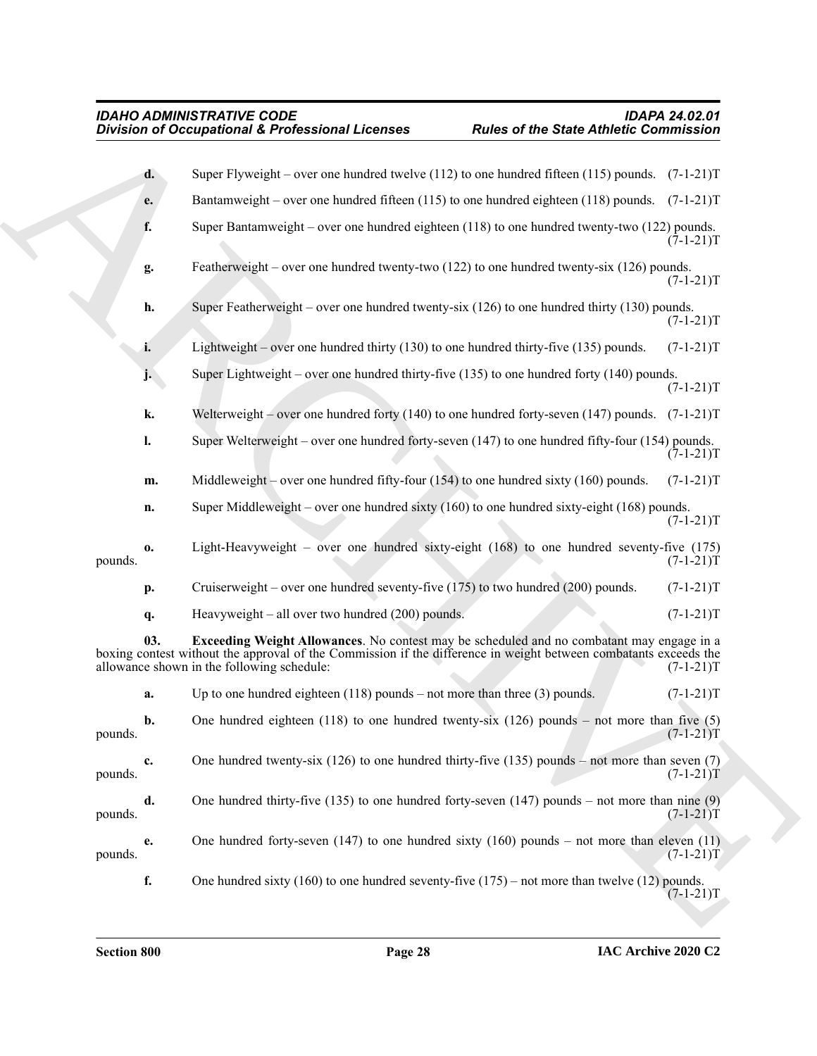**d.** Super Flyweight – over one hundred twelve (112) to one hundred fifteen (115) pounds. (7-1-21)T

**e.** Bantamweight – over one hundred fifteen (115) to one hundred eighteen (118) pounds. (7-1-21)T

**f.** Super Bantamweight – over one hundred eighteen (118) to one hundred twenty-two (122) pounds. (7-1-21)T

**g.** Featherweight – over one hundred twenty-two (122) to one hundred twenty-six (126) pounds. (7-1-21)T

**h.** Super Featherweight – over one hundred twenty-six (126) to one hundred thirty (130) pounds. (7-1-21)T

**i.** Lightweight – over one hundred thirty (130) to one hundred thirty-five (135) pounds. (7-1-21)T

**j.** Super Lightweight – over one hundred thirty-five (135) to one hundred forty (140) pounds. (7-1-21)T

**k.** Welterweight – over one hundred forty (140) to one hundred forty-seven (147) pounds. (7-1-21)T

**l.** Super Welterweight – over one hundred forty-seven (147) to one hundred fifty-four (154) pounds. (7-1-21)T

**m.** Middleweight – over one hundred fifty-four (154) to one hundred sixty (160) pounds. (7-1-21)T

**n.** Super Middleweight – over one hundred sixty (160) to one hundred sixty-eight (168) pounds. (7-1-21)T

**o.** Light-Heavyweight – over one hundred sixty-eight (168) to one hundred seventy-five (175) pounds. (7-1-21)T

**p.** Cruiserweight – over one hundred seventy-five (175) to two hundred (200) pounds. (7-1-21)T

**q.** Heavyweight – all over two hundred (200) pounds. (7-1-21)T

**03. Exceeding Weight Allowances**. No contest may be scheduled and no combatant may engage in a boxing contest without the approval of the Commission if the difference in weight between combatants exceeds the allowance shown in the following schedule: (7-1-21)T

**a.** Up to one hundred eighteen (118) pounds – not more than three (3) pounds. (7-1-21)T

**b.** One hundred eighteen (118) to one hundred twenty-six (126) pounds – not more than five (5) pounds. (7-1-21)T

**c.** One hundred twenty-six (126) to one hundred thirty-five (135) pounds – not more than seven (7) pounds. (7-1-21)T

**d.** One hundred thirty-five (135) to one hundred forty-seven (147) pounds – not more than nine (9) pounds. (7-1-21)T

**e.** One hundred forty-seven (147) to one hundred sixty (160) pounds – not more than eleven (11) pounds. (7-1-21)T

**f.** One hundred sixty (160) to one hundred seventy-five (175) – not more than twelve (12) pounds. (7-1-21)T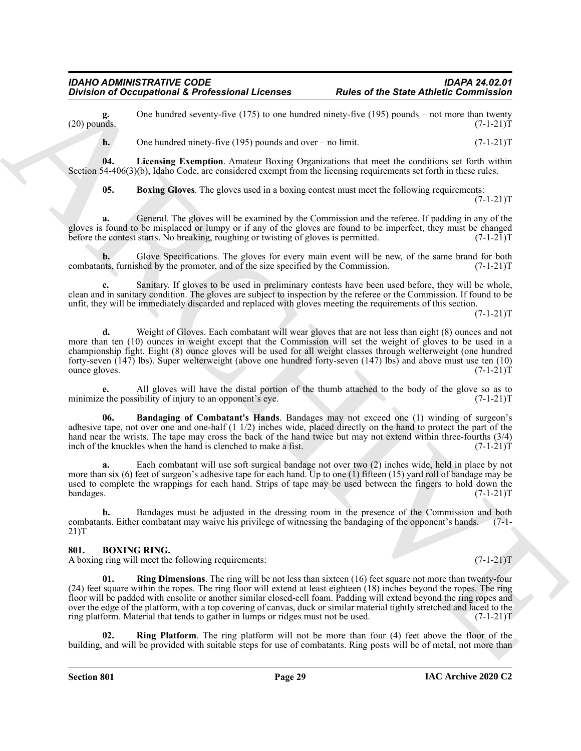**g.** One hundred seventy-five (175) to one hundred ninety-five (195) pounds – not more than twenty (20) pounds. (7-1-21)T

**h.** One hundred ninety-five (195) pounds and over – no limit. (7-1-21)T

**04. Licensing Exemption**. Amateur Boxing Organizations that meet the conditions set forth within Section 54-406(3)(b), Idaho Code, are considered exempt from the licensing requirements set forth in these rules.

**05. Boxing Gloves**. The gloves used in a boxing contest must meet the following requirements: (7-1-21)T

**a.** General. The gloves will be examined by the Commission and the referee. If padding in any of the gloves is found to be misplaced or lumpy or if any of the gloves are found to be imperfect, they must be changed before the contest starts. No breaking, roughing or twisting of gloves is permitted. (7-1-21)T

**b.** Glove Specifications. The gloves for every main event will be new, of the same brand for both combatants, furnished by the promoter, and of the size specified by the Commission. (7-1-21)T

**c.** Sanitary. If gloves to be used in preliminary contests have been used before, they will be whole, clean and in sanitary condition. The gloves are subject to inspection by the referee or the Commission. If found to be unfit, they will be immediately discarded and replaced with gloves meeting the requirements of this section. (7-1-21)T

**d.** Weight of Gloves. Each combatant will wear gloves that are not less than eight (8) ounces and not more than ten (10) ounces in weight except that the Commission will set the weight of gloves to be used in a championship fight. Eight (8) ounce gloves will be used for all weight classes through welterweight (one hundred forty-seven (147) lbs). Super welterweight (above one hundred forty-seven (147) lbs) and above must use ten (10) ounce gloves. (7-1-21)T

**e.** All gloves will have the distal portion of the thumb attached to the body of the glove so as to minimize the possibility of injury to an opponent's eye. (7-1-21)T

**06. Bandaging of Combatant's Hands**. Bandages may not exceed one (1) winding of surgeon's adhesive tape, not over one and one-half (1 1/2) inches wide, placed directly on the hand to protect the part of the hand near the wrists. The tape may cross the back of the hand twice but may not extend within three-fourths (3/4) inch of the knuckles when the hand is clenched to make a fist. (7-1-21)T

**a.** Each combatant will use soft surgical bandage not over two (2) inches wide, held in place by not more than six (6) feet of surgeon's adhesive tape for each hand. Up to one (1) fifteen (15) yard roll of bandage may be used to complete the wrappings for each hand. Strips of tape may be used between the fingers to hold down the bandages. (7-1-21)T

**b.** Bandages must be adjusted in the dressing room in the presence of the Commission and both combatants. Either combatant may waive his privilege of witnessing the bandaging of the opponent's hands. (7-1-21)T

## 801. BOXING RING.

A boxing ring will meet the following requirements: (7-1-21)T

**01. Ring Dimensions**. The ring will be not less than sixteen (16) feet square not more than twenty-four (24) feet square within the ropes. The ring floor will extend at least eighteen (18) inches beyond the ropes. The ring floor will be padded with ensolite or another similar closed-cell foam. Padding will extend beyond the ring ropes and over the edge of the platform, with a top covering of canvas, duck or similar material tightly stretched and laced to the ring platform. Material that tends to gather in lumps or ridges must not be used. (7-1-21)T

**02. Ring Platform**. The ring platform will not be more than four (4) feet above the floor of the building, and will be provided with suitable steps for use of combatants. Ring posts will be of metal, not more than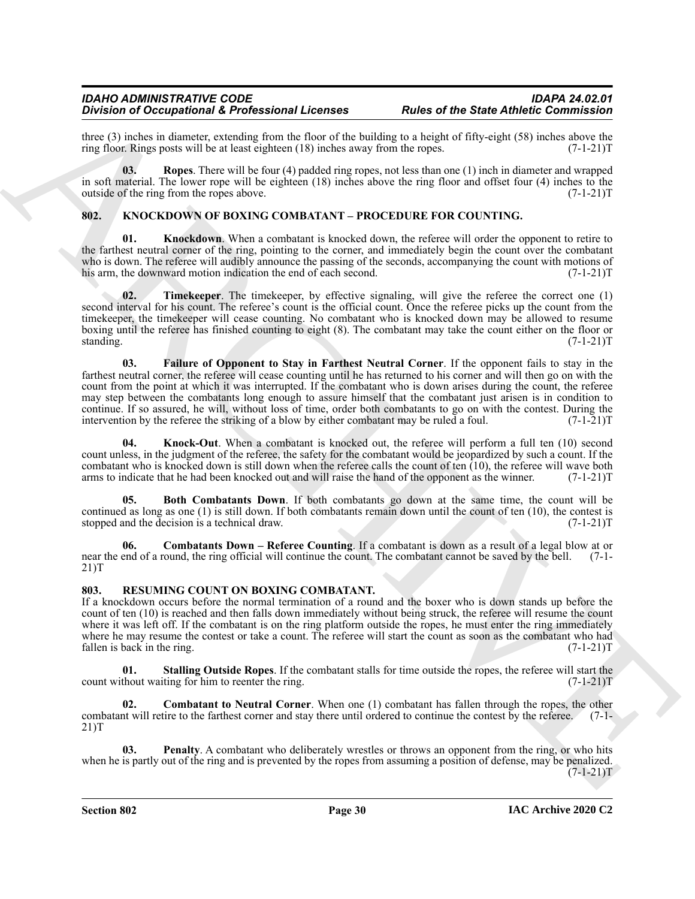three (3) inches in diameter, extending from the floor of the building to a height of fifty-eight (58) inches above the ring floor. Rings posts will be at least eighteen (18) inches away from the ropes. (7-1-21)T

**03. Ropes**. There will be four (4) padded ring ropes, not less than one (1) inch in diameter and wrapped in soft material. The lower rope will be eighteen (18) inches above the ring floor and offset four (4) inches to the outside of the ring from the ropes above. (7-1-21)T

## 802. KNOCKDOWN OF BOXING COMBATANT – PROCEDURE FOR COUNTING.

**01. Knockdown**. When a combatant is knocked down, the referee will order the opponent to retire to the farthest neutral corner of the ring, pointing to the corner, and immediately begin the count over the combatant who is down. The referee will audibly announce the passing of the seconds, accompanying the count with motions of his arm, the downward motion indication the end of each second. (7-1-21)T

**02. Timekeeper**. The timekeeper, by effective signaling, will give the referee the correct one (1) second interval for his count. The referee's count is the official count. Once the referee picks up the count from the timekeeper, the timekeeper will cease counting. No combatant who is knocked down may be allowed to resume boxing until the referee has finished counting to eight (8). The combatant may take the count either on the floor or standing. (7-1-21)T

**03. Failure of Opponent to Stay in Farthest Neutral Corner**. If the opponent fails to stay in the farthest neutral corner, the referee will cease counting until he has returned to his corner and will then go on with the count from the point at which it interrupted. If the combatant who is down arises during the count, the referee may step between the combatants long enough to assure himself that the combatant just arisen is in condition to continue. If so assured, he will, without loss of time, order both combatants to go on with the contest. During the intervention by the referee the striking of a blow by either combatant may be ruled a foul. (7-1-21)T

**04. Knock-Out**. When a combatant is knocked out, the referee will perform a full ten (10) second count unless, in the judgment of the referee, the safety for the combatant would be jeopardized by such a count. If the combatant who is knocked down is still down when the referee calls the count of ten (10), the referee will wave both arms to indicate that he had been knocked out and will raise the hand of the opponent as the winner. (7-1-21)T

**05. Both Combatants Down**. If both combatants go down at the same time, the count will be continued as long as one (1) is still down. If both combatants remain down until the count of ten (10), the contest is stopped and the decision is a technical draw. (7-1-21)T

**06. Combatants Down – Referee Counting**. If a combatant is down as a result of a legal blow at or near the end of a round, the ring official will continue the count. The combatant cannot be saved by the bell. (7-1-21)T

## 803. RESUMING COUNT ON BOXING COMBATANT.

If a knockdown occurs before the normal termination of a round and the boxer who is down stands up before the count of ten (10) is reached and then falls down immediately without being struck, the referee will resume the count where it was left off. If the combatant is on the ring platform outside the ropes, he must enter the ring immediately where he may resume the contest or take a count. The referee will start the count as soon as the combatant who had fallen is back in the ring. (7-1-21)T

**01. Stalling Outside Ropes**. If the combatant stalls for time outside the ropes, the referee will start the count without waiting for him to reenter the ring. (7-1-21)T

**02. Combatant to Neutral Corner**. When one (1) combatant has fallen through the ropes, the other combatant will retire to the farthest corner and stay there until ordered to continue the contest by the referee. (7-1-21)T

**03. Penalty**. A combatant who deliberately wrestles or throws an opponent from the ring, or who hits when he is partly out of the ring and is prevented by the ropes from assuming a position of defense, may be penalized. (7-1-21)T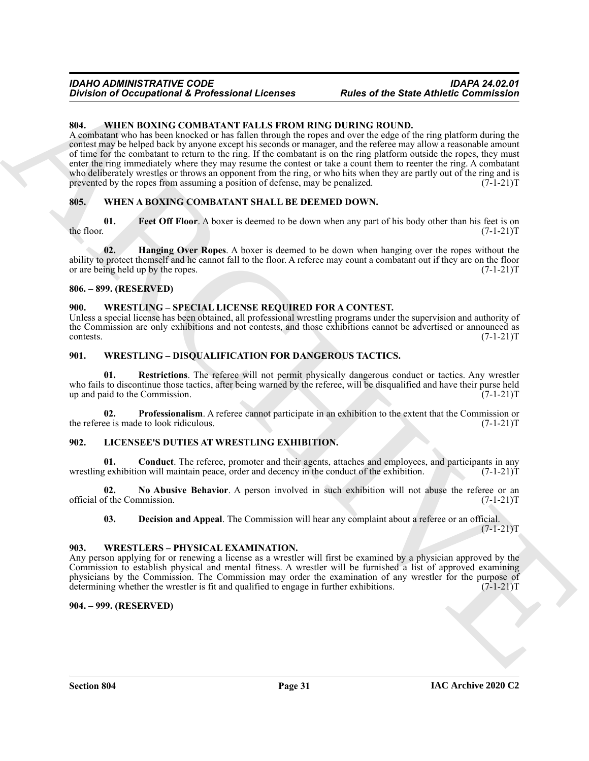## 804. WHEN BOXING COMBATANT FALLS FROM RING DURING ROUND.

A combatant who has been knocked or has fallen through the ropes and over the edge of the ring platform during the contest may be helped back by anyone except his seconds or manager, and the referee may allow a reasonable amount of time for the combatant to return to the ring. If the combatant is on the ring platform outside the ropes, they must enter the ring immediately where they may resume the contest or take a count them to reenter the ring. A combatant who deliberately wrestles or throws an opponent from the ring, or who hits when they are partly out of the ring and is prevented by the ropes from assuming a position of defense, may be penalized. (7-1-21)T

## 805. WHEN A BOXING COMBATANT SHALL BE DEEMED DOWN.

**01. Feet Off Floor**. A boxer is deemed to be down when any part of his body other than his feet is on the floor. (7-1-21)T

**02. Hanging Over Ropes**. A boxer is deemed to be down when hanging over the ropes without the ability to protect themself and he cannot fall to the floor. A referee may count a combatant out if they are on the floor or are being held up by the ropes. (7-1-21)T

## 806. – 899. (RESERVED)

## 900. WRESTLING – SPECIAL LICENSE REQUIRED FOR A CONTEST.

Unless a special license has been obtained, all professional wrestling programs under the supervision and authority of the Commission are only exhibitions and not contests, and those exhibitions cannot be advertised or announced as contests. (7-1-21)T

## 901. WRESTLING – DISQUALIFICATION FOR DANGEROUS TACTICS.

**01. Restrictions**. The referee will not permit physically dangerous conduct or tactics. Any wrestler who fails to discontinue those tactics, after being warned by the referee, will be disqualified and have their purse held up and paid to the Commission. (7-1-21)T

**02. Professionalism**. A referee cannot participate in an exhibition to the extent that the Commission or the referee is made to look ridiculous. (7-1-21)T

## 902. LICENSEE'S DUTIES AT WRESTLING EXHIBITION.

**01. Conduct**. The referee, promoter and their agents, attaches and employees, and participants in any wrestling exhibition will maintain peace, order and decency in the conduct of the exhibition. (7-1-21)T

**02. No Abusive Behavior**. A person involved in such exhibition will not abuse the referee or an official of the Commission. (7-1-21)T

**03. Decision and Appeal**. The Commission will hear any complaint about a referee or an official. (7-1-21)T

## 903. WRESTLERS – PHYSICAL EXAMINATION.

Any person applying for or renewing a license as a wrestler will first be examined by a physician approved by the Commission to establish physical and mental fitness. A wrestler will be furnished a list of approved examining physicians by the Commission. The Commission may order the examination of any wrestler for the purpose of determining whether the wrestler is fit and qualified to engage in further exhibitions. (7-1-21)T

## 904. – 999. (RESERVED)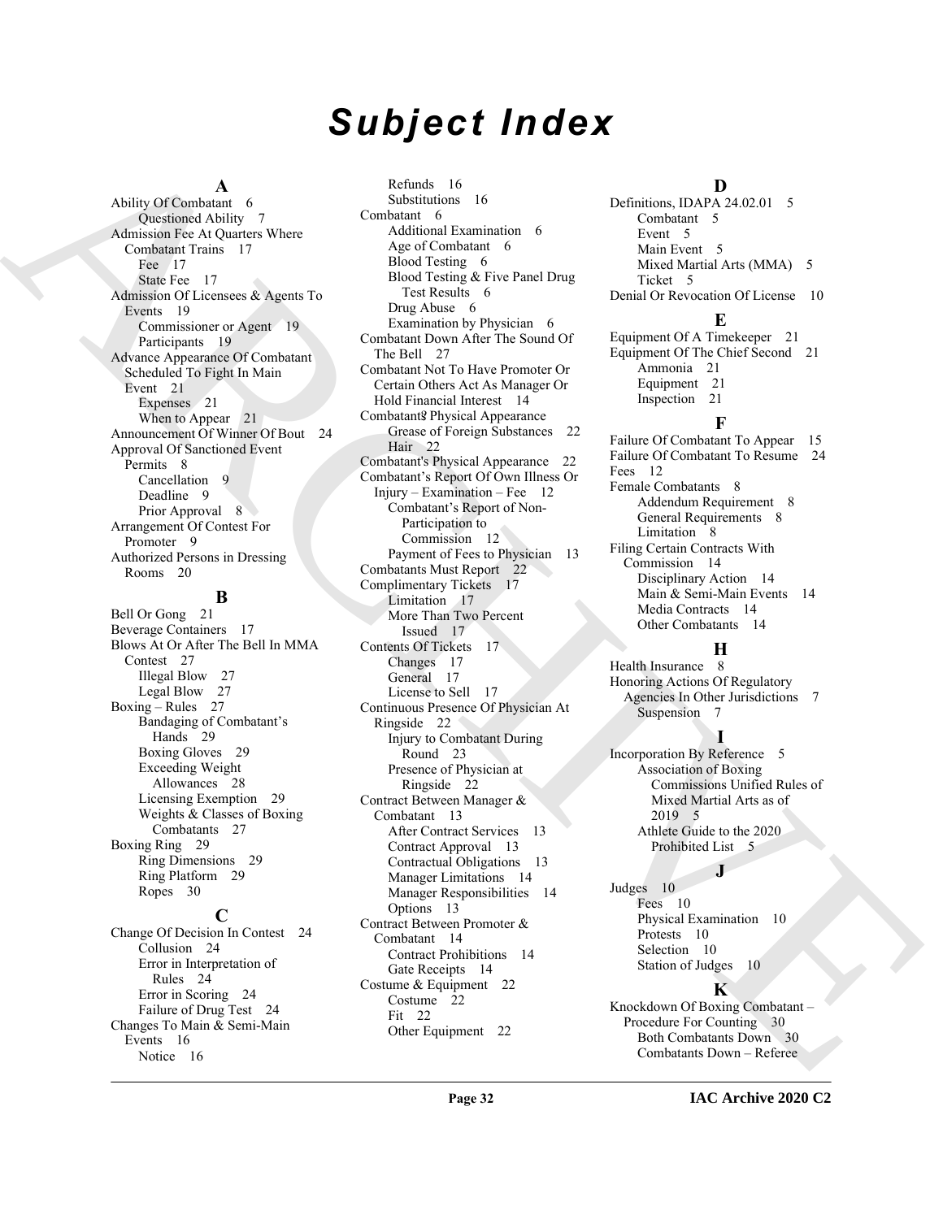# Subject Index

## A

Ability Of Combatant 6
- Questioned Ability 7

Admission Fee At Quarters Where Combatant Trains 17
- Fee 17
- State Fee 17

Admission Of Licensees & Agents To Events 19
- Commissioner or Agent 19
- Participants 19

Advance Appearance Of Combatant Scheduled To Fight In Main Event 21
- Expenses 21
- When to Appear 21

Announcement Of Winner Of Bout 24

Approval Of Sanctioned Event Permits 8
- Cancellation 9
- Deadline 9
- Prior Approval 8

Arrangement Of Contest For Promoter 9

Authorized Persons in Dressing Rooms 20

## B

Bell Or Gong 21

Beverage Containers 17

Blows At Or After The Bell In MMA Contest 27
- Illegal Blow 27
- Legal Blow 27

Boxing – Rules 27
- Bandaging of Combatant's Hands 29
- Boxing Gloves 29
- Exceeding Weight Allowances 28
- Licensing Exemption 29
- Weights & Classes of Boxing Combatants 27

Boxing Ring 29
- Ring Dimensions 29
- Ring Platform 29
- Ropes 30

## C

Change Of Decision In Contest 24
- Collusion 24
- Error in Interpretation of Rules 24
- Error in Scoring 24
- Failure of Drug Test 24

Changes To Main & Semi-Main Events 16
- Notice 16
- Refunds 16
- Substitutions 16

Combatant 6
- Additional Examination 6
- Age of Combatant 6
- Blood Testing 6
- Blood Testing & Five Panel Drug Test Results 6
- Drug Abuse 6
- Examination by Physician 6

Combatant Down After The Sound Of The Bell 27

Combatant Not To Have Promoter Or Certain Others Act As Manager Or Hold Financial Interest 14

Combatant's Physical Appearance
- Grease of Foreign Substances 22
- Hair 22

Combatant's Physical Appearance 22

Combatant's Report Of Own Illness Or Injury – Examination – Fee 12
- Combatant's Report of Non-Participation to Commission 12
- Payment of Fees to Physician 13

Combatants Must Report 22

Complimentary Tickets 17
- Limitation 17
- More Than Two Percent Issued 17

Contents Of Tickets 17
- Changes 17
- General 17
- License to Sell 17

Continuous Presence Of Physician At Ringside 22
- Injury to Combatant During Round 23
- Presence of Physician at Ringside 22

Contract Between Manager & Combatant 13
- After Contract Services 13
- Contract Approval 13
- Contractual Obligations 13
- Manager Limitations 14
- Manager Responsibilities 14
- Options 13

Contract Between Promoter & Combatant 14
- Contract Prohibitions 14
- Gate Receipts 14

Costume & Equipment 22
- Costume 22
- Fit 22
- Other Equipment 22

## D

Definitions, IDAPA 24.02.01 5
- Combatant 5
- Event 5
- Main Event 5
- Mixed Martial Arts (MMA) 5
- Ticket 5

Denial Or Revocation Of License 10

## E

Equipment Of A Timekeeper 21

Equipment Of The Chief Second 21
- Ammonia 21
- Equipment 21
- Inspection 21

## F

Failure Of Combatant To Appear 15

Failure Of Combatant To Resume 24

Fees 12

Female Combatants 8
- Addendum Requirement 8
- General Requirements 8
- Limitation 8

Filing Certain Contracts With Commission 14
- Disciplinary Action 14
- Main & Semi-Main Events 14
- Media Contracts 14
- Other Combatants 14

## H

Health Insurance 8

Honoring Actions Of Regulatory Agencies In Other Jurisdictions 7
- Suspension 7

## I

Incorporation By Reference 5
- Association of Boxing Commissions Unified Rules of Mixed Martial Arts as of 2019 5
- Athlete Guide to the 2020 Prohibited List 5

## J

Judges 10
- Fees 10
- Physical Examination 10
- Protests 10
- Selection 10
- Station of Judges 10

## K

Knockdown Of Boxing Combatant – Procedure For Counting 30
- Both Combatants Down 30
- Combatants Down – Referee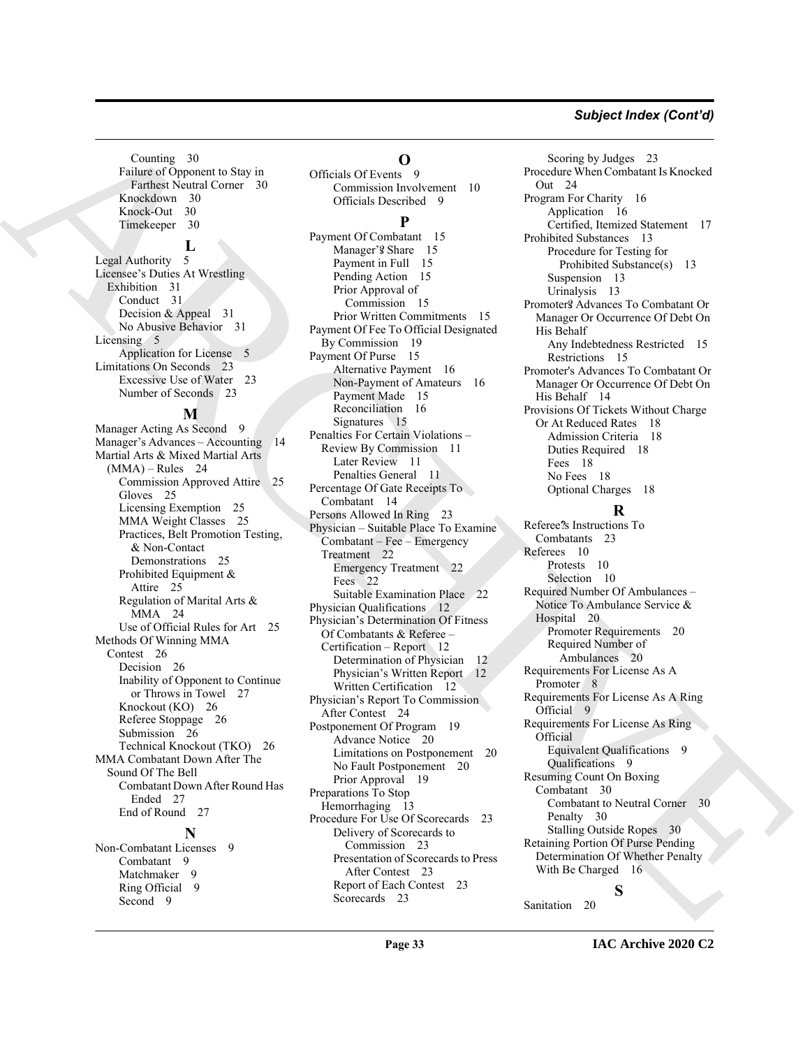Counting 30
Failure of Opponent to Stay in Farthest Neutral Corner 30
Knockdown 30
Knock-Out 30
Timekeeper 30

## L

Legal Authority 5
Licensee's Duties At Wrestling Exhibition 31
Conduct 31
Decision & Appeal 31
No Abusive Behavior 31
Licensing 5
Application for License 5
Limitations On Seconds 23
Excessive Use of Water 23
Number of Seconds 23

## M

Manager Acting As Second 9
Manager's Advances – Accounting 14
Martial Arts & Mixed Martial Arts (MMA) – Rules 24
Commission Approved Attire 25
Gloves 25
Licensing Exemption 25
MMA Weight Classes 25
Practices, Belt Promotion Testing, & Non-Contact Demonstrations 25
Prohibited Equipment & Attire 25
Regulation of Marital Arts & MMA 24
Use of Official Rules for Art 25
Methods Of Winning MMA Contest 26
Decision 26
Inability of Opponent to Continue or Throws in Towel 27
Knockout (KO) 26
Referee Stoppage 26
Submission 26
Technical Knockout (TKO) 26
MMA Combatant Down After The Sound Of The Bell
Combatant Down After Round Has Ended 27
End of Round 27

## N

Non-Combatant Licenses 9
Combatant 9
Matchmaker 9
Ring Official 9
Second 9

## O

Officials Of Events 9
Commission Involvement 10
Officials Described 9

## P

Payment Of Combatant 15
Manager's Share 15
Payment in Full 15
Pending Action 15
Prior Approval of Commission 15
Prior Written Commitments 15
Payment Of Fee To Official Designated By Commission 19
Payment Of Purse 15
Alternative Payment 16
Non-Payment of Amateurs 16
Payment Made 15
Reconciliation 16
Signatures 15
Penalties For Certain Violations – Review By Commission 11
Later Review 11
Penalties General 11
Percentage Of Gate Receipts To Combatant 14
Persons Allowed In Ring 23
Physician – Suitable Place To Examine Combatant – Fee – Emergency Treatment 22
Emergency Treatment 22
Fees 22
Suitable Examination Place 22
Physician Qualifications 12
Physician's Determination Of Fitness Of Combatants & Referee – Certification – Report 12
Determination of Physician 12
Physician's Written Report 12
Written Certification 12
Physician's Report To Commission After Contest 24
Postponement Of Program 19
Advance Notice 20
Limitations on Postponement 20
No Fault Postponement 20
Prior Approval 19
Preparations To Stop Hemorrhaging 13
Procedure For Use Of Scorecards 23
Delivery of Scorecards to Commission 23
Presentation of Scorecards to Press After Contest 23
Report of Each Contest 23
Scorecards 23
Scoring by Judges 23
Procedure When Combatant Is Knocked Out 24
Program For Charity 16
Application 16
Certified, Itemized Statement 17
Prohibited Substances 13
Procedure for Testing for Prohibited Substance(s) 13
Suspension 13
Urinalysis 13
Promoter's Advances To Combatant Or Manager Or Occurrence Of Debt On His Behalf
Any Indebtedness Restricted 15
Restrictions 15
Promoter's Advances To Combatant Or Manager Or Occurrence Of Debt On His Behalf 14
Provisions Of Tickets Without Charge Or At Reduced Rates 18
Admission Criteria 18
Duties Required 18
Fees 18
No Fees 18
Optional Charges 18

## R

Referee's Instructions To Combatants 23
Referees 10
Protests 10
Selection 10
Required Number Of Ambulances – Notice To Ambulance Service & Hospital 20
Promoter Requirements 20
Required Number of Ambulances 20
Requirements For License As A Promoter 8
Requirements For License As A Ring Official 9
Requirements For License As Ring Official
Equivalent Qualifications 9
Qualifications 9
Resuming Count On Boxing Combatant 30
Combatant to Neutral Corner 30
Penalty 30
Stalling Outside Ropes 30
Retaining Portion Of Purse Pending Determination Of Whether Penalty With Be Charged 16

## S

Sanitation 20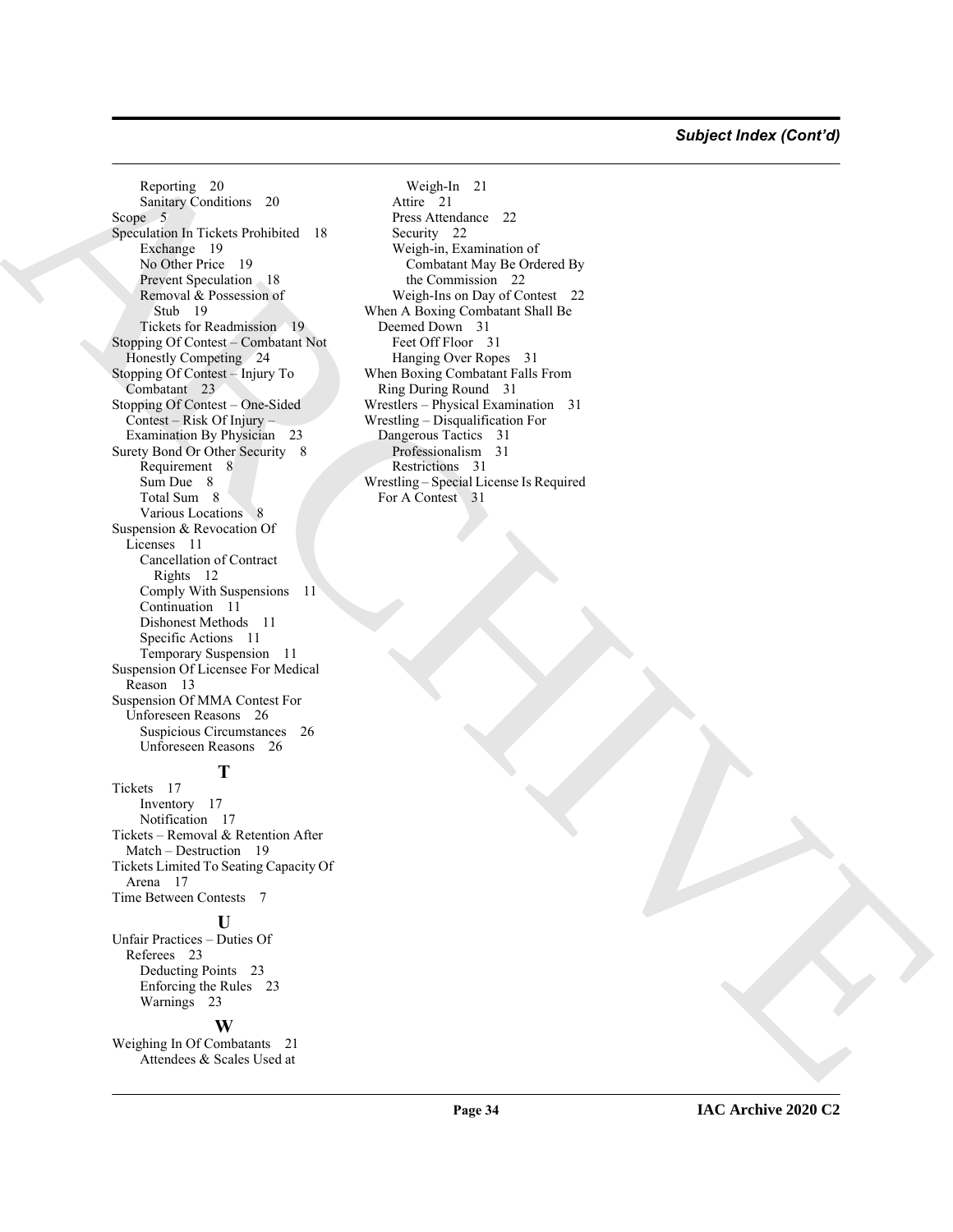Reporting 20
Sanitary Conditions 20
Scope 5
Speculation In Tickets Prohibited 18
Exchange 19
No Other Price 19
Prevent Speculation 18
Removal & Possession of Stub 19
Tickets for Readmission 19
Stopping Of Contest – Combatant Not Honestly Competing 24
Stopping Of Contest – Injury To Combatant 23
Stopping Of Contest – One-Sided Contest – Risk Of Injury – Examination By Physician 23
Surety Bond Or Other Security 8
Requirement 8
Sum Due 8
Total Sum 8
Various Locations 8
Suspension & Revocation Of Licenses 11
Cancellation of Contract Rights 12
Comply With Suspensions 11
Continuation 11
Dishonest Methods 11
Specific Actions 11
Temporary Suspension 11
Suspension Of Licensee For Medical Reason 13
Suspension Of MMA Contest For Unforeseen Reasons 26
Suspicious Circumstances 26
Unforeseen Reasons 26

## T

Tickets 17
Inventory 17
Notification 17
Tickets – Removal & Retention After Match – Destruction 19
Tickets Limited To Seating Capacity Of Arena 17
Time Between Contests 7

## U

Unfair Practices – Duties Of Referees 23
Deducting Points 23
Enforcing the Rules 23
Warnings 23

## W

Weighing In Of Combatants 21
Attendees & Scales Used at Weigh-In 21
Attire 21
Press Attendance 22
Security 22
Weigh-in, Examination of Combatant May Be Ordered By the Commission 22
Weigh-Ins on Day of Contest 22
When A Boxing Combatant Shall Be Deemed Down 31
Feet Off Floor 31
Hanging Over Ropes 31
When Boxing Combatant Falls From Ring During Round 31
Wrestlers – Physical Examination 31
Wrestling – Disqualification For Dangerous Tactics 31
Professionalism 31
Restrictions 31
Wrestling – Special License Is Required For A Contest 31